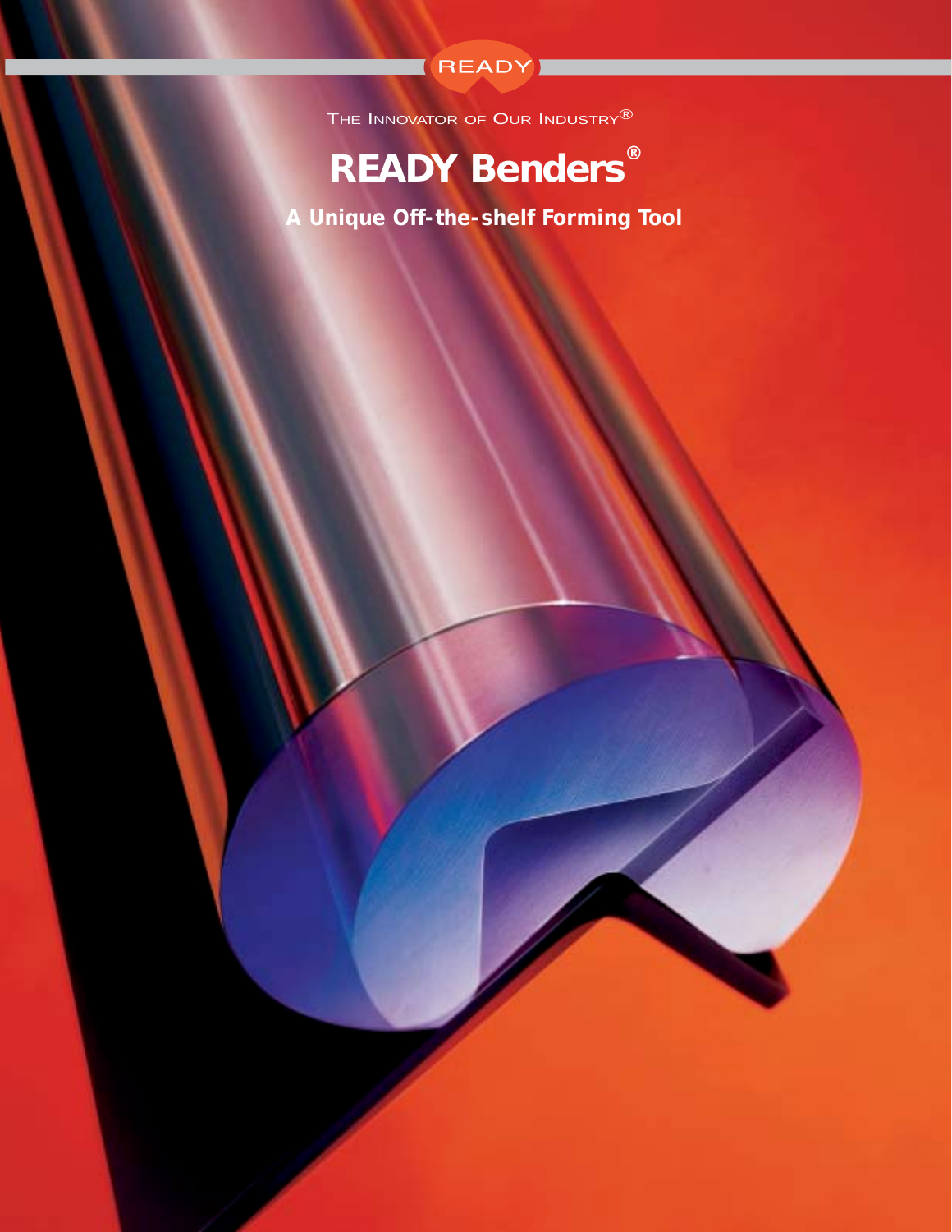READY

THE INNOVATOR OF OUR INDUSTRY®

# READY Benders®

## A Unique Off-the-shelf Forming Tool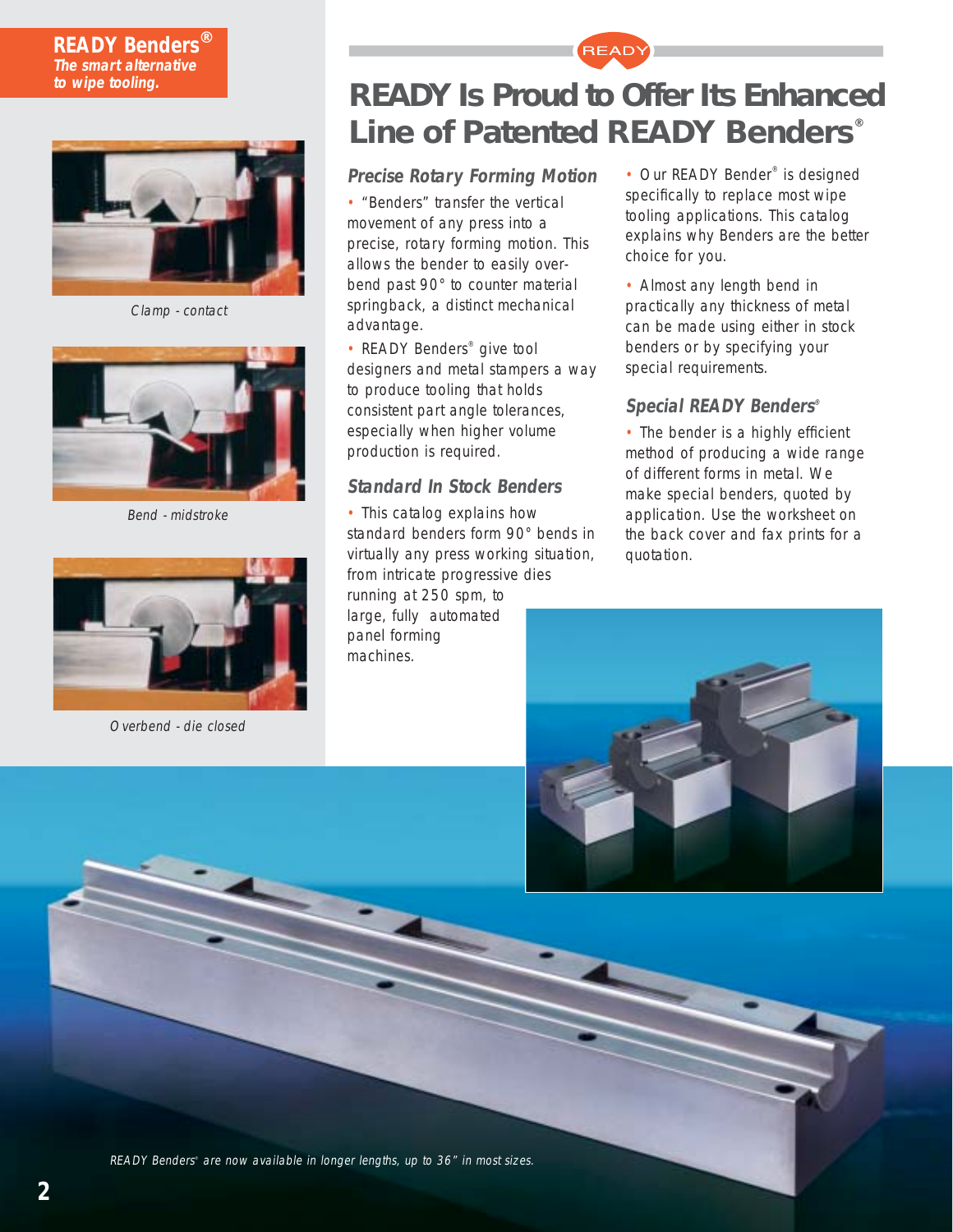**READY Benders®**
*The smart alternative to wipe tooling.*

Clamp - contact

Bend - midstroke

Overbend - die closed

# READY Is Proud to Offer Its Enhanced Line of Patented READY Benders®

### Precise Rotary Forming Motion

- "Benders" transfer the vertical movement of any press into a precise, rotary forming motion. This allows the bender to easily over-bend past 90° to counter material springback, a distinct mechanical advantage.
- READY Benders® give tool designers and metal stampers a way to produce tooling that holds consistent part angle tolerances, especially when higher volume production is required.

### Standard In Stock Benders

- This catalog explains how standard benders form 90° bends in virtually any press working situation, from intricate progressive dies running at 250 spm, to large, fully automated panel forming machines.
- Our READY Bender® is designed specifically to replace most wipe tooling applications. This catalog explains why Benders are the better choice for you.
- Almost any length bend in practically any thickness of metal can be made using either in stock benders or by specifying your special requirements.

### Special READY Benders®

- The bender is a highly efficient method of producing a wide range of different forms in metal. We make special benders, quoted by application. Use the worksheet on the back cover and fax prints for a quotation.

*READY Benders® are now available in longer lengths, up to 36" in most sizes.*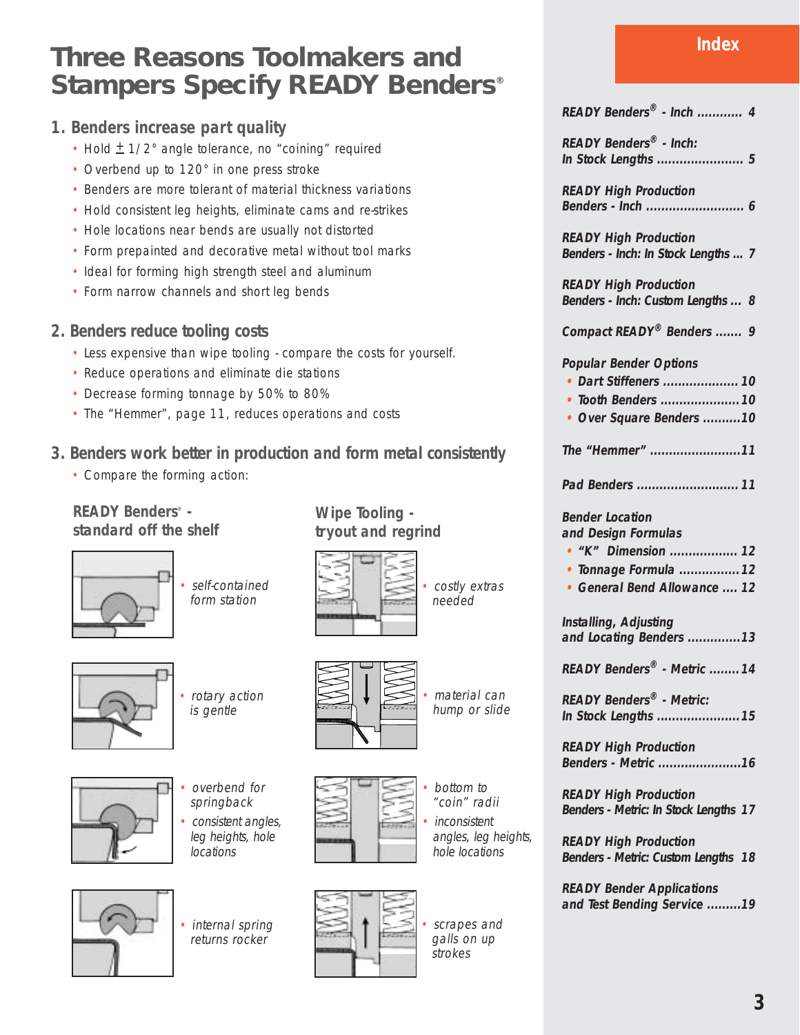# Three Reasons Toolmakers and Stampers Specify READY Benders®

## 1. Benders increase part quality

- Hold ± 1/2° angle tolerance, no "coining" required
- Overbend up to 120° in one press stroke
- Benders are more tolerant of material thickness variations
- Hold consistent leg heights, eliminate cams and re-strikes
- Hole locations near bends are usually not distorted
- Form prepainted and decorative metal without tool marks
- Ideal for forming high strength steel and aluminum
- Form narrow channels and short leg bends

## 2. Benders reduce tooling costs

- Less expensive than wipe tooling - compare the costs for yourself.
- Reduce operations and eliminate die stations
- Decrease forming tonnage by 50% to 80%
- The "Hemmer", page 11, reduces operations and costs

## 3. Benders work better in production and form metal consistently

- Compare the forming action:

### READY Benders® - standard off the shelf

- *self-contained form station*
- *rotary action is gentle*
- *overbend for springback*
- *consistent angles, leg heights, hole locations*
- *internal spring returns rocker*

### Wipe Tooling - tryout and regrind

- *costly extras needed*
- *material can hump or slide*
- *bottom to "coin" radii*
- *inconsistent angles, leg heights, hole locations*
- *scrapes and galls on up strokes*

## Index

- *READY Benders® - Inch* ............ 4
- *READY Benders® - Inch: In Stock Lengths* ....................... 5
- *READY High Production Benders - Inch* .......................... 6
- *READY High Production Benders - Inch: In Stock Lengths* ... 7
- *READY High Production Benders - Inch: Custom Lengths* ... 8
- *Compact READY® Benders* ....... 9
- *Popular Bender Options*
  - *Dart Stiffeners* .................... 10
  - *Tooth Benders* ..................... 10
  - *Over Square Benders* .......... 10
- *The "Hemmer"* ........................ 11
- *Pad Benders* ........................... 11
- *Bender Location and Design Formulas*
  - *"K" Dimension* .................. 12
  - *Tonnage Formula* ................ 12
  - *General Bend Allowance* .... 12
- *Installing, Adjusting and Locating Benders* .............. 13
- *READY Benders® - Metric* ........ 14
- *READY Benders® - Metric: In Stock Lengths* ...................... 15
- *READY High Production Benders - Metric* ...................... 16
- *READY High Production Benders - Metric: In Stock Lengths* 17
- *READY High Production Benders - Metric: Custom Lengths* 18
- *READY Bender Applications and Test Bending Service* ......... 19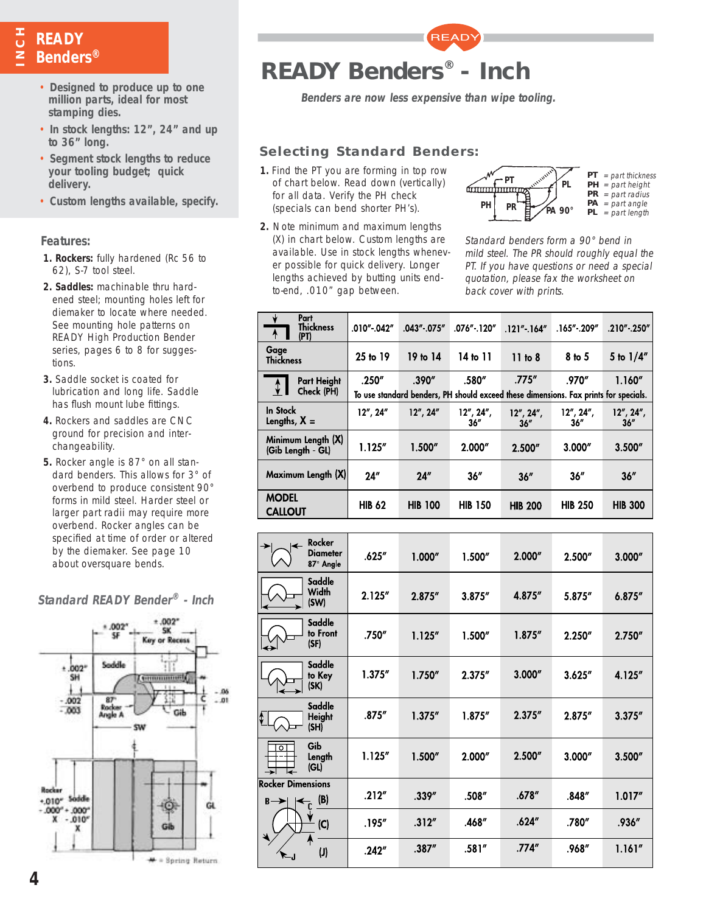# READY Benders® - Inch

*Benders are now less expensive than wipe tooling.*

## READY Benders®

- Designed to produce up to one million parts, ideal for most stamping dies.
- In stock lengths: 12", 24" and up to 36" long.
- Segment stock lengths to reduce your tooling budget; quick delivery.
- Custom lengths available, specify.

## Features:

1. **Rockers:** fully hardened (Rc 56 to 62), S-7 tool steel.
2. **Saddles:** machinable thru hardened steel; mounting holes left for diemaker to locate where needed. See mounting hole patterns on READY High Production Bender series, pages 6 to 8 for suggestions.
3. Saddle socket is coated for lubrication and long life. Saddle has flush mount lube fittings.
4. Rockers and saddles are CNC ground for precision and interchangeability.
5. Rocker angle is 87° on all standard benders. This allows for 3° of overbend to produce consistent 90° forms in mild steel. Harder steel or larger part radii may require more overbend. Rocker angles can be specified at time of order or altered by the diemaker. See page 10 about oversquare bends.

### *Standard READY Bender® - Inch*

+.002" SF; +.002" SK; Key or Recess; ±.002" SH; Saddle; -.002" -.003"; 87° Rocker Angle A; Gib; SW; C; -.06 -.01; Rocker +.010" -.000" X; Saddle +.000" -.010" X; GL; Gib; = Spring Return

## Selecting Standard Benders:

1. Find the PT you are forming in top row of chart below. Read down (vertically) for all data. Verify the PH check (specials can bend shorter PH's).
2. Note minimum and maximum lengths (X) in chart below. Custom lengths are available. Use in stock lengths whenever possible for quick delivery. Longer lengths achieved by butting units end-to-end, .010" gap between.

PT = part thickness
PH = part height
PR = part radius
PA = part angle
PL = part length

*Standard benders form a 90° bend in mild steel. The PR should roughly equal the PT. If you have questions or need a special quotation, please fax the worksheet on back cover with prints.*

| Part Thickness (PT) | .010"-.042" | .043"-.075" | .076"-.120" | .121"-.164" | .165"-.209" | .210"-.250" |
|---|---|---|---|---|---|---|
| Gage Thickness | 25 to 19 | 19 to 14 | 14 to 11 | 11 to 8 | 8 to 5 | 5 to 1/4" |
| Part Height Check (PH) | .250" | .390" | .580" | .775" | .970" | 1.160" |
| | To use standard benders, PH should exceed these dimensions. Fax prints for specials. | | | | | |
| In Stock Lengths, X = | 12", 24" | 12", 24" | 12", 24", 36" | 12", 24", 36" | 12", 24", 36" | 12", 24", 36" |
| Minimum Length (X) (Gib Length - GL) | 1.125" | 1.500" | 2.000" | 2.500" | 3.000" | 3.500" |
| Maximum Length (X) | 24" | 24" | 36" | 36" | 36" | 36" |
| MODEL CALLOUT | HIB 62 | HIB 100 | HIB 150 | HIB 200 | HIB 250 | HIB 300 |
| Rocker Diameter 87° Angle | .625" | 1.000" | 1.500" | 2.000" | 2.500" | 3.000" |
| Saddle Width (SW) | 2.125" | 2.875" | 3.875" | 4.875" | 5.875" | 6.875" |
| Saddle to Front (SF) | .750" | 1.125" | 1.500" | 1.875" | 2.250" | 2.750" |
| Saddle to Key (SK) | 1.375" | 1.750" | 2.375" | 3.000" | 3.625" | 4.125" |
| Saddle Height (SH) | .875" | 1.375" | 1.875" | 2.375" | 2.875" | 3.375" |
| Gib Length (GL) | 1.125" | 1.500" | 2.000" | 2.500" | 3.000" | 3.500" |
| Rocker Dimensions (B) | .212" | .339" | .508" | .678" | .848" | 1.017" |
| Rocker Dimensions (C) | .195" | .312" | .468" | .624" | .780" | .936" |
| Rocker Dimensions (J) | .242" | .387" | .581" | .774" | .968" | 1.161" |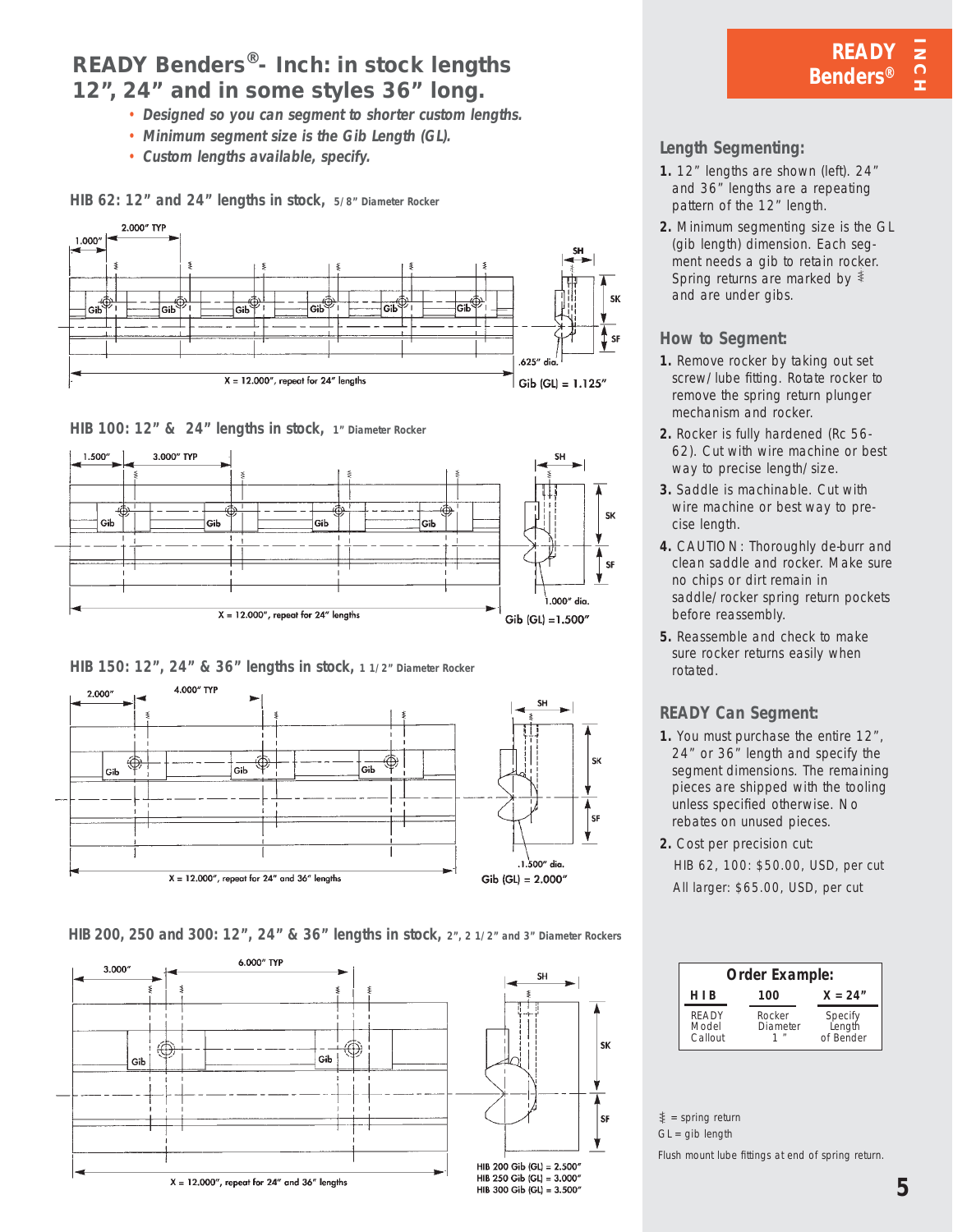# READY Benders®- Inch: in stock lengths 12", 24" and in some styles 36" long.

- *Designed so you can segment to shorter custom lengths.*
- *Minimum segment size is the Gib Length (GL).*
- *Custom lengths available, specify.*

## HIB 62: 12" and 24" lengths in stock, 5/8" Diameter Rocker

1.000" | 2.000" TYP | SH | SK | SF | .625" dia. | X = 12.000", repeat for 24" lengths | Gib (GL) = 1.125"

## HIB 100: 12" & 24" lengths in stock, 1" Diameter Rocker

1.500" | 3.000" TYP | SH | SK | SF | 1.000" dia. | X = 12.000", repeat for 24" lengths | Gib (GL) =1.500"

## HIB 150: 12", 24" & 36" lengths in stock, 1 1/2" Diameter Rocker

2.000" | 4.000" TYP | SH | SK | SF | 1.500" dia. | X = 12.000", repeat for 24" and 36" lengths | Gib (GL) = 2.000"

## HIB 200, 250 and 300: 12", 24" & 36" lengths in stock, 2", 2 1/2" and 3" Diameter Rockers

3.000" | 6.000" TYP | SH | SK | SF | X = 12.000", repeat for 24" and 36" lengths

HIB 200 Gib (GL) = 2.500"
HIB 250 Gib (GL) = 3.000"
HIB 300 Gib (GL) = 3.500"

## READY Benders® INCH

### Length Segmenting:

1. 12" lengths are shown (left). 24" and 36" lengths are a repeating pattern of the 12" length.
2. Minimum segmenting size is the GL (gib length) dimension. Each segment needs a gib to retain rocker. Spring returns are marked by ⸎ and are under gibs.

### How to Segment:

1. Remove rocker by taking out set screw/lube fitting. Rotate rocker to remove the spring return plunger mechanism and rocker.
2. Rocker is fully hardened (Rc 56-62). Cut with wire machine or best way to precise length/size.
3. Saddle is machinable. Cut with wire machine or best way to precise length.
4. CAUTION: Thoroughly de-burr and clean saddle and rocker. Make sure no chips or dirt remain in saddle/rocker spring return pockets before reassembly.
5. Reassemble and check to make sure rocker returns easily when rotated.

### READY Can Segment:

1. You must purchase the entire 12", 24" or 36" length and specify the segment dimensions. The remaining pieces are shipped with the tooling unless specified otherwise. No rebates on unused pieces.
2. Cost per precision cut:

   HIB 62, 100: $50.00, USD, per cut

   All larger: $65.00, USD, per cut

**Order Example:**

| HIB | 100 | X = 24" |
|---|---|---|
| READY Model Callout | Rocker Diameter 1" | Specify Length of Bender |

⸎ = spring return
GL = gib length

Flush mount lube fittings at end of spring return.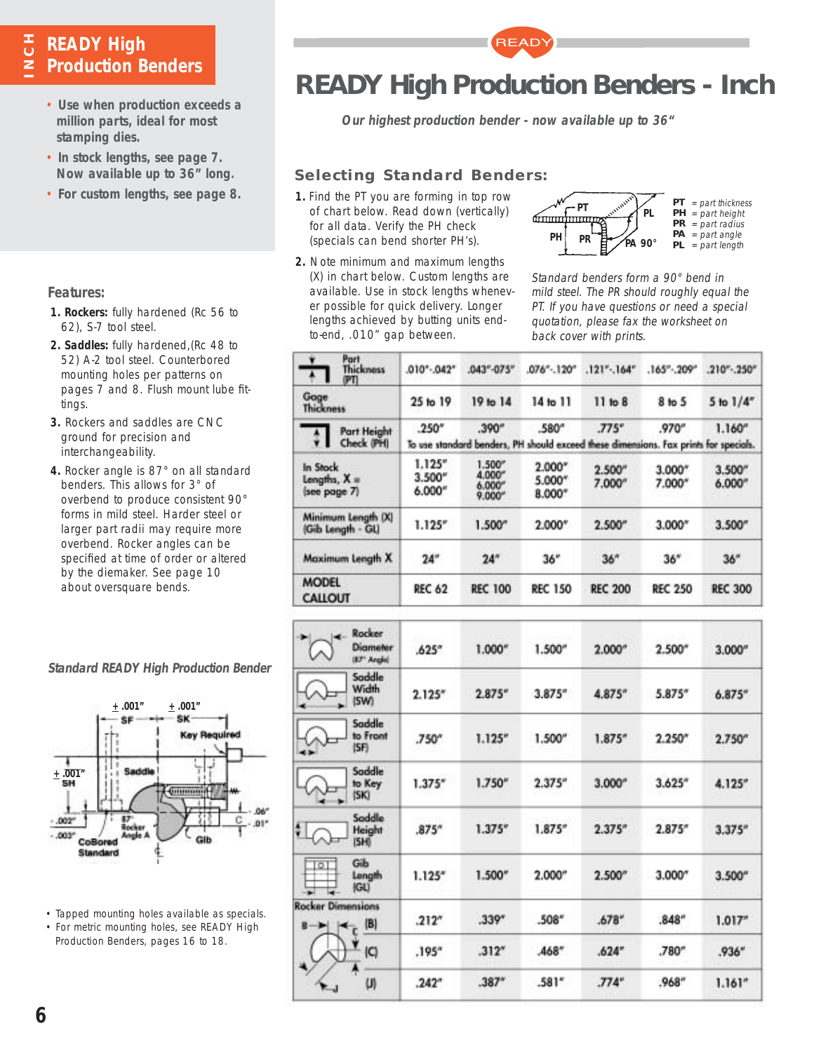# READY High Production Benders - Inch

*Our highest production bender - now available up to 36"*

- Use when production exceeds a million parts, ideal for most stamping dies.
- In stock lengths, see page 7. Now available up to 36" long.
- For custom lengths, see page 8.

## Selecting Standard Benders:

1. Find the PT you are forming in top row of chart below. Read down (vertically) for all data. Verify the PH check (specials can bend shorter PH's).
2. Note minimum and maximum lengths (X) in chart below. Custom lengths are available. Use in stock lengths whenever possible for quick delivery. Longer lengths achieved by butting units end-to-end, .010" gap between.

**PT** = part thickness
**PH** = part height
**PR** = part radius
**PA** = part angle
**PL** = part length

*Standard benders form a 90° bend in mild steel. The PR should roughly equal the PT. If you have questions or need a special quotation, please fax the worksheet on back cover with prints.*

### Features:

1. **Rockers:** fully hardened (Rc 56 to 62), S-7 tool steel.
2. **Saddles:** fully hardened,(Rc 48 to 52) A-2 tool steel. Counterbored mounting holes per patterns on pages 7 and 8. Flush mount lube fittings.
3. Rockers and saddles are CNC ground for precision and interchangeability.
4. Rocker angle is 87° on all standard benders. This allows for 3° of overbend to produce consistent 90° forms in mild steel. Harder steel or larger part radii may require more overbend. Rocker angles can be specified at time of order or altered by the diemaker. See page 10 about oversquare bends.

| Part Thickness (PT) | .010"-.042" | .043"-.075" | .076"-.120" | .121"-.164" | .165"-.209" | .210"-.250" |
|---|---|---|---|---|---|---|
| Gage Thickness | 25 to 19 | 19 to 14 | 14 to 11 | 11 to 8 | 8 to 5 | 5 to 1/4" |
| Part Height Check (PH) | .250" | .390" | .580" | .775" | .970" | 1.160" |
| | To use standard benders, PH should exceed these dimensions. Fax prints for specials. | | | | | |
| In Stock Lengths, X = (see page 7) | 1.125" 3.500" 6.000" | 1.500" 4.000" 6.000" 9.000" | 2.000" 5.000" 8.000" | 2.500" 7.000" | 3.000" 7.000" | 3.500" 6.000" |
| Minimum Length (X) (Gib Length - GL) | 1.125" | 1.500" | 2.000" | 2.500" | 3.000" | 3.500" |
| Maximum Length X | 24" | 24" | 36" | 36" | 36" | 36" |
| MODEL CALLOUT | REC 62 | REC 100 | REC 150 | REC 200 | REC 250 | REC 300 |
| Rocker Diameter (87° Angle) | .625" | 1.000" | 1.500" | 2.000" | 2.500" | 3.000" |
| Saddle Width (SW) | 2.125" | 2.875" | 3.875" | 4.875" | 5.875" | 6.875" |
| Saddle to Front (SF) | .750" | 1.125" | 1.500" | 1.875" | 2.250" | 2.750" |
| Saddle to Key (SK) | 1.375" | 1.750" | 2.375" | 3.000" | 3.625" | 4.125" |
| Saddle Height (SH) | .875" | 1.375" | 1.875" | 2.375" | 2.875" | 3.375" |
| Gib Length (GL) | 1.125" | 1.500" | 2.000" | 2.500" | 3.000" | 3.500" |
| Rocker Dimensions (B) | .212" | .339" | .508" | .678" | .848" | 1.017" |
| Rocker Dimensions (C) | .195" | .312" | .468" | .624" | .780" | .936" |
| Rocker Dimensions (J) | .242" | .387" | .581" | .774" | .968" | 1.161" |

*Standard READY High Production Bender*

±.001" SF · ±.001" SK · Key Required · ±.001" SH · Saddle · .002" · .003" · CoBored Standard · 87° Rocker Angle A · Gib · C · .06" · .01"

- Tapped mounting holes available as specials.
- For metric mounting holes, see READY High Production Benders, pages 16 to 18.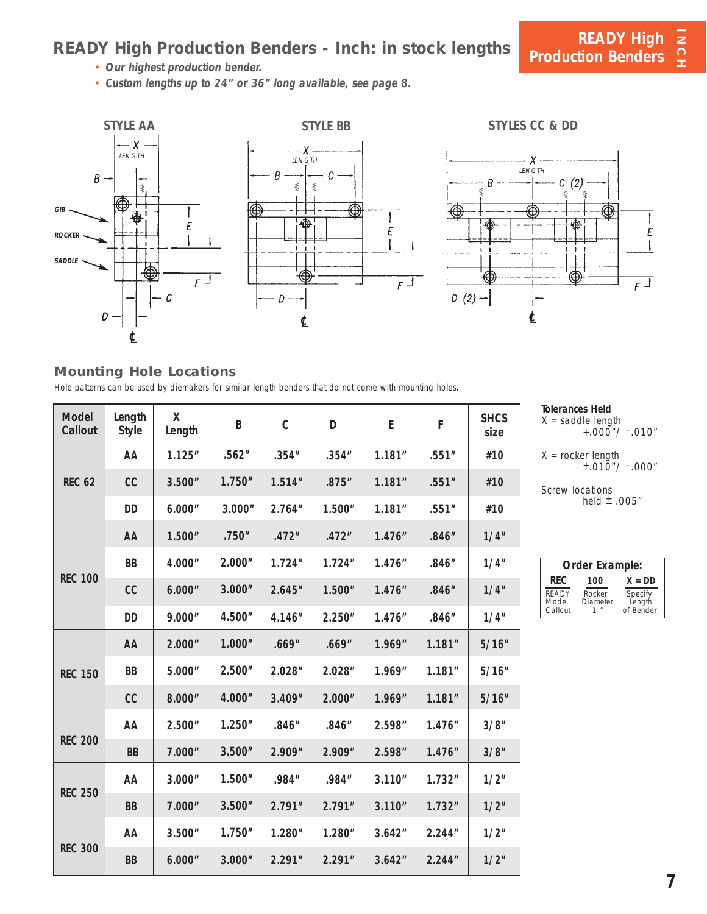# READY High Production Benders - Inch: in stock lengths

READY High Production Benders

INCH

- *Our highest production bender.*
- *Custom lengths up to 24" or 36" long available, see page 8.*

STYLE AA

STYLE BB

STYLES CC & DD

## Mounting Hole Locations

Hole patterns can be used by diemakers for similar length benders that do not come with mounting holes.

| Model Callout | Length Style | X Length | B | C | D | E | F | SHCS size |
|---|---|---|---|---|---|---|---|---|
| REC 62 | AA | 1.125" | .562" | .354" | .354" | 1.181" | .551" | #10 |
| | CC | 3.500" | 1.750" | 1.514" | .875" | 1.181" | .551" | #10 |
| | DD | 6.000" | 3.000" | 2.764" | 1.500" | 1.181" | .551" | #10 |
| REC 100 | AA | 1.500" | .750" | .472" | .472" | 1.476" | .846" | 1/4" |
| | BB | 4.000" | 2.000" | 1.724" | 1.724" | 1.476" | .846" | 1/4" |
| | CC | 6.000" | 3.000" | 2.645" | 1.500" | 1.476" | .846" | 1/4" |
| | DD | 9.000" | 4.500" | 4.146" | 2.250" | 1.476" | .846" | 1/4" |
| REC 150 | AA | 2.000" | 1.000" | .669" | .669" | 1.969" | 1.181" | 5/16" |
| | BB | 5.000" | 2.500" | 2.028" | 2.028" | 1.969" | 1.181" | 5/16" |
| | CC | 8.000" | 4.000" | 3.409" | 2.000" | 1.969" | 1.181" | 5/16" |
| REC 200 | AA | 2.500" | 1.250" | .846" | .846" | 2.598" | 1.476" | 3/8" |
| | BB | 7.000" | 3.500" | 2.909" | 2.909" | 2.598" | 1.476" | 3/8" |
| REC 250 | AA | 3.000" | 1.500" | .984" | .984" | 3.110" | 1.732" | 1/2" |
| | BB | 7.000" | 3.500" | 2.791" | 2.791" | 3.110" | 1.732" | 1/2" |
| REC 300 | AA | 3.500" | 1.750" | 1.280" | 1.280" | 3.642" | 2.244" | 1/2" |
| | BB | 6.000" | 3.000" | 2.291" | 2.291" | 3.642" | 2.244" | 1/2" |

**Tolerances Held**

X = saddle length +.000"/ -.010"

X = rocker length +.010"/ -.000"

Screw locations held ± .005"

**Order Example:**

| REC | 100 | X = DD |
|---|---|---|
| READY Model Callout | Rocker Diameter 1" | Specify Length of Bender |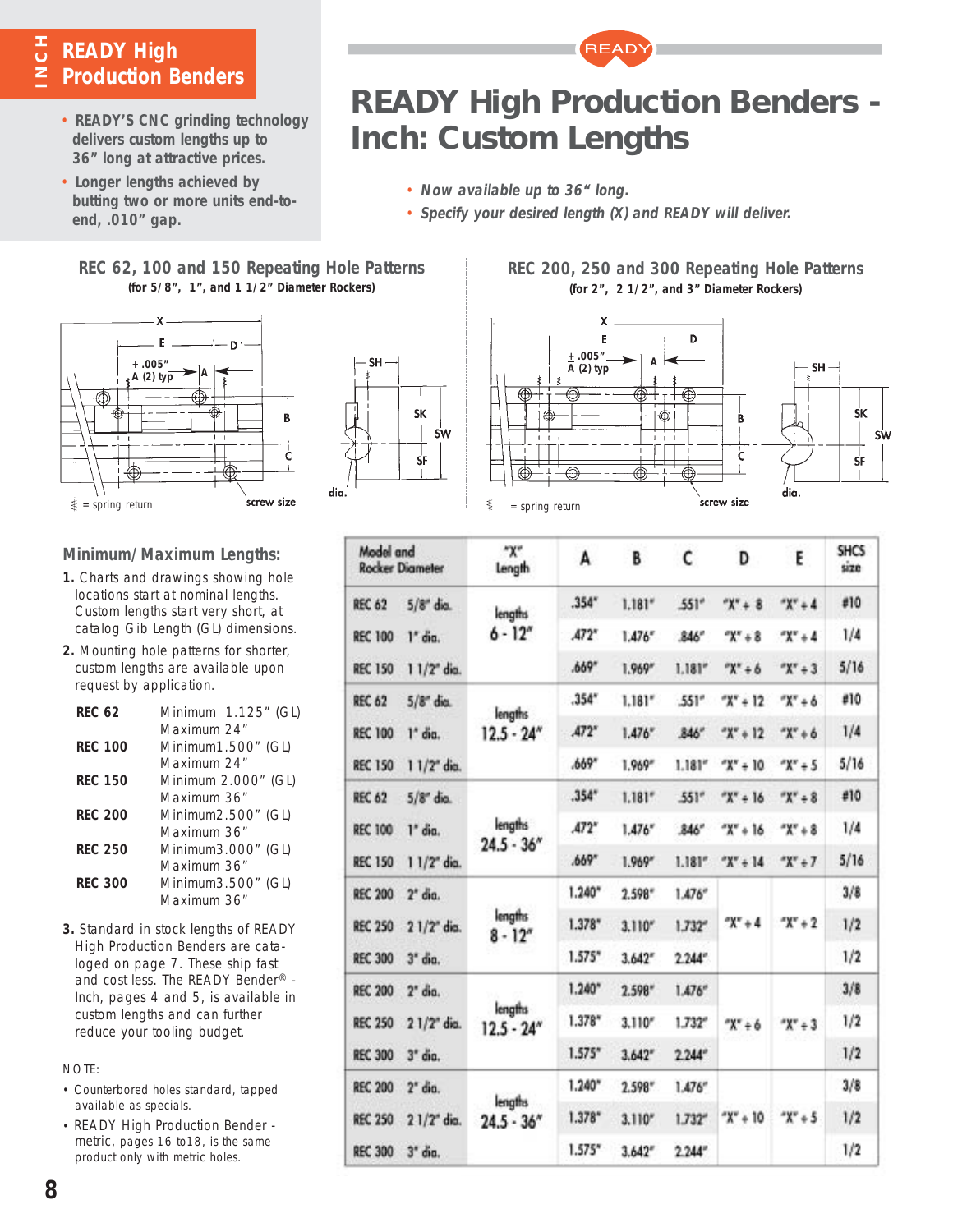# READY High Production Benders

- READY'S CNC grinding technology delivers custom lengths up to 36" long at attractive prices.
- Longer lengths achieved by butting two or more units end-to-end, .010" gap.

# READY High Production Benders - Inch: Custom Lengths

- *Now available up to 36" long.*
- *Specify your desired length (X) and READY will deliver.*

## REC 62, 100 and 150 Repeating Hole Patterns

**(for 5/8", 1", and 1 1/2" Diameter Rockers)**

X, E, D, ± .005" A (2) typ, A, B, C, SH, SK, SW, SF, dia., screw size

= spring return

## REC 200, 250 and 300 Repeating Hole Patterns

**(for 2", 2 1/2", and 3" Diameter Rockers)**

X, E, D, ± .005" A (2) typ, A, B, C, SH, SK, SW, SF, dia., screw size

= spring return

## Minimum/Maximum Lengths:

1. Charts and drawings showing hole locations start at nominal lengths. Custom lengths start very short, at catalog Gib Length (GL) dimensions.
2. Mounting hole patterns for shorter, custom lengths are available upon request by application.

| | |
|---|---|
| **REC 62** | Minimum 1.125" (GL) Maximum 24" |
| **REC 100** | Minimum1.500" (GL) Maximum 24" |
| **REC 150** | Minimum 2.000" (GL) Maximum 36" |
| **REC 200** | Minimum2.500" (GL) Maximum 36" |
| **REC 250** | Minimum3.000" (GL) Maximum 36" |
| **REC 300** | Minimum3.500" (GL) Maximum 36" |

3. Standard in stock lengths of READY High Production Benders are cataloged on page 7. These ship fast and cost less. The READY Bender® - Inch, pages 4 and 5, is available in custom lengths and can further reduce your tooling budget.

NOTE:

- Counterbored holes standard, tapped available as specials.
- READY High Production Bender - metric, pages 16 to18, is the same product only with metric holes.

| Model and Rocker Diameter | | "X" Length | A | B | C | D | E | SHCS size |
|---|---|---|---|---|---|---|---|---|
| REC 62 | 5/8" dia. | lengths 6 - 12" | .354" | 1.181" | .551" | "X" ÷ 8 | "X" ÷ 4 | #10 |
| REC 100 | 1" dia. | | .472" | 1.476" | .846" | "X" ÷ 8 | "X" ÷ 4 | 1/4 |
| REC 150 | 1 1/2" dia. | | .669" | 1.969" | 1.181" | "X" ÷ 6 | "X" ÷ 3 | 5/16 |
| REC 62 | 5/8" dia. | lengths 12.5 - 24" | .354" | 1.181" | .551" | "X" ÷ 12 | "X" ÷ 6 | #10 |
| REC 100 | 1" dia. | | .472" | 1.476" | .846" | "X" ÷ 12 | "X" ÷ 6 | 1/4 |
| REC 150 | 1 1/2" dia. | | .669" | 1.969" | 1.181" | "X" ÷ 10 | "X" ÷ 5 | 5/16 |
| REC 62 | 5/8" dia. | lengths 24.5 - 36" | .354" | 1.181" | .551" | "X" ÷ 16 | "X" ÷ 8 | #10 |
| REC 100 | 1" dia. | | .472" | 1.476" | .846" | "X" ÷ 16 | "X" ÷ 8 | 1/4 |
| REC 150 | 1 1/2" dia. | | .669" | 1.969" | 1.181" | "X" ÷ 14 | "X" ÷ 7 | 5/16 |
| REC 200 | 2" dia. | lengths 8 - 12" | 1.240" | 2.598" | 1.476" | "X" ÷ 4 | "X" ÷ 2 | 3/8 |
| REC 250 | 2 1/2" dia. | | 1.378" | 3.110" | 1.732" | | | 1/2 |
| REC 300 | 3" dia. | | 1.575" | 3.642" | 2.244" | | | 1/2 |
| REC 200 | 2" dia. | lengths 12.5 - 24" | 1.240" | 2.598" | 1.476" | "X" ÷ 6 | "X" ÷ 3 | 3/8 |
| REC 250 | 2 1/2" dia. | | 1.378" | 3.110" | 1.732" | | | 1/2 |
| REC 300 | 3" dia. | | 1.575" | 3.642" | 2.244" | | | 1/2 |
| REC 200 | 2" dia. | lengths 24.5 - 36" | 1.240" | 2.598" | 1.476" | "X" ÷ 10 | "X" ÷ 5 | 3/8 |
| REC 250 | 2 1/2" dia. | | 1.378" | 3.110" | 1.732" | | | 1/2 |
| REC 300 | 3" dia. | | 1.575" | 3.642" | 2.244" | | | 1/2 |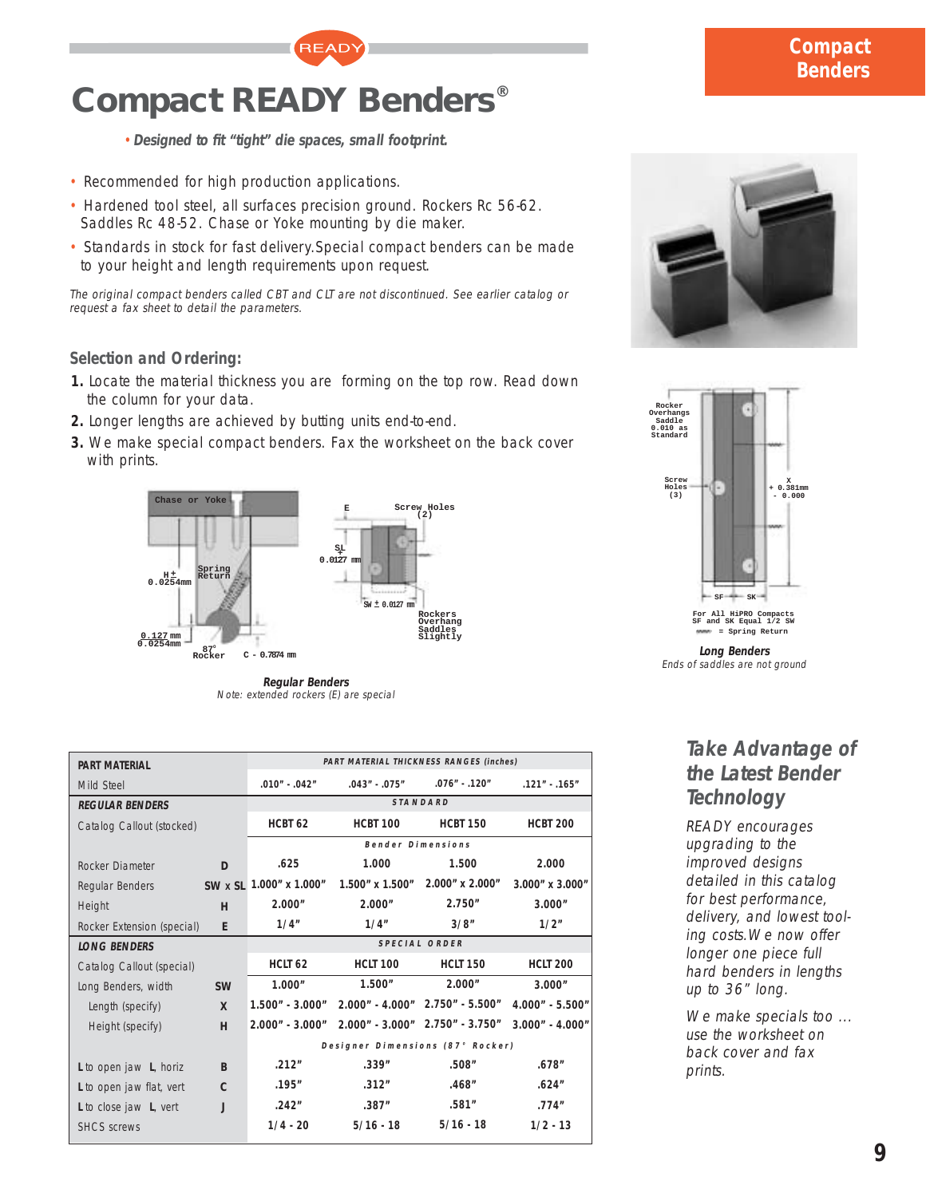# Compact READY Benders®

- *Designed to fit "tight" die spaces, small footprint.*

- Recommended for high production applications.
- Hardened tool steel, all surfaces precision ground. Rockers Rc 56-62. Saddles Rc 48-52. Chase or Yoke mounting by die maker.
- Standards in stock for fast delivery. Special compact benders can be made to your height and length requirements upon request.

*The original compact benders called CBT and CLT are not discontinued. See earlier catalog or request a fax sheet to detail the parameters.*

## Selection and Ordering:

1. Locate the material thickness you are forming on the top row. Read down the column for your data.
2. Longer lengths are achieved by butting units end-to-end.
3. We make special compact benders. Fax the worksheet on the back cover with prints.

**Regular Benders**
Note: extended rockers (E) are special

**Long Benders**
Ends of saddles are not ground

| PART MATERIAL | | PART MATERIAL THICKNESS RANGES (inches) | | | |
|---|---|---|---|---|---|
| Mild Steel | | .010" - .042" | .043" - .075" | .076" - .120" | .121" - .165" |
| **REGULAR BENDERS** | | STANDARD | | | |
| Catalog Callout (stocked) | | HCBT 62 | HCBT 100 | HCBT 150 | HCBT 200 |
| | | Bender Dimensions | | | |
| Rocker Diameter | D | .625 | 1.000 | 1.500 | 2.000 |
| Regular Benders | SW x SL | 1.000" x 1.000" | 1.500" x 1.500" | 2.000" x 2.000" | 3.000" x 3.000" |
| Height | H | 2.000" | 2.000" | 2.750" | 3.000" |
| Rocker Extension (special) | E | 1/4" | 1/4" | 3/8" | 1/2" |
| **LONG BENDERS** | | SPECIAL ORDER | | | |
| Catalog Callout (special) | | HCLT 62 | HCLT 100 | HCLT 150 | HCLT 200 |
| Long Benders, width | SW | 1.000" | 1.500" | 2.000" | 3.000" |
| Length (specify) | X | 1.500" - 3.000" | 2.000" - 4.000" | 2.750" - 5.500" | 4.000" - 5.500" |
| Height (specify) | H | 2.000" - 3.000" | 2.000" - 3.000" | 2.750" - 3.750" | 3.000" - 4.000" |
| | | Designer Dimensions (87° Rocker) | | | |
| L to open jaw L, horiz | B | .212" | .339" | .508" | .678" |
| L to open jaw flat, vert | C | .195" | .312" | .468" | .624" |
| L to close jaw L, vert | J | .242" | .387" | .581" | .774" |
| SHCS screws | | 1/4 - 20 | 5/16 - 18 | 5/16 - 18 | 1/2 - 13 |

## Take Advantage of the Latest Bender Technology

*READY encourages upgrading to the improved designs detailed in this catalog for best performance, delivery, and lowest tooling costs. We now offer longer one piece full hard benders in lengths up to 36" long.*

*We make specials too ... use the worksheet on back cover and fax prints.*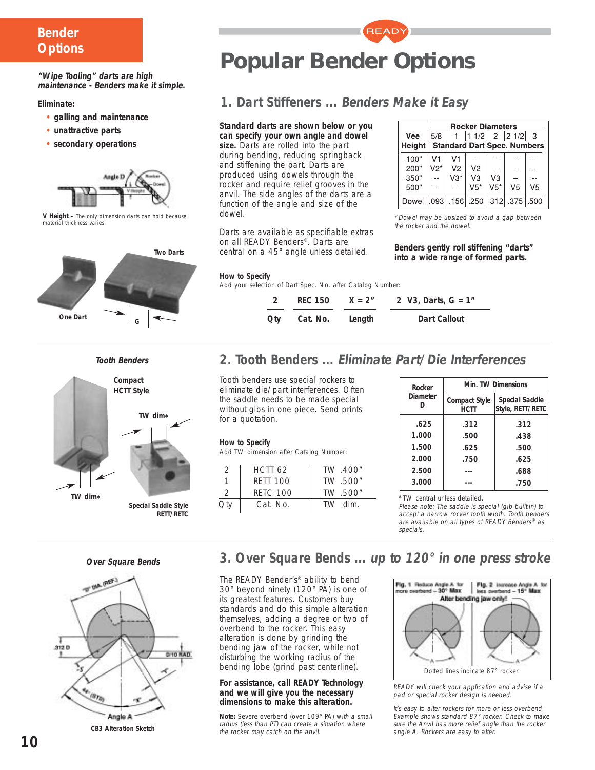# Bender Options

*"Wipe Tooling" darts are high maintenance - Benders make it simple.*

**Eliminate:**

- **galling and maintenance**
- **unattractive parts**
- **secondary operations**

**V Height –** The only dimension darts can hold because material thickness varies.

# Popular Bender Options

## 1. Dart Stiffeners ... *Benders Make it Easy*

**Standard darts are shown below or you can specify your own angle and dowel size.** Darts are rolled into the part during bending, reducing springback and stiffening the part. Darts are produced using dowels through the rocker and require relief grooves in the anvil. The side angles of the darts are a function of the angle and size of the dowel.

Darts are available as specifiable extras on all READY Benders®. Darts are central on a 45° angle unless detailed.

| Vee Height | Rocker Diameters 5/8 | 1 | 1-1/2 | 2 | 2-1/2 | 3 |
|---|---|---|---|---|---|---|
| | Standard Dart Spec. Numbers | | | | | |
| .100" | V1 | V1 | -- | -- | -- | -- |
| .200" | V2* | V2 | V2 | -- | -- | -- |
| .350" | -- | V3* | V3 | V3 | -- | -- |
| .500" | -- | -- | V5* | V5* | V5 | V5 |
| Dowel | .093 | .156 | .250 | .312 | .375 | .500 |

*\*Dowel may be upsized to avoid a gap between the rocker and the dowel.*

**Benders gently roll stiffening "darts" into a wide range of formed parts.**

**How to Specify**

Add your selection of Dart Spec. No. after Catalog Number:

| Qty | Cat. No. | Length | Dart Callout |
|---|---|---|---|
| 2 | REC 150 | X = 2" | 2 V3, Darts, G = 1" |

One Dart · Two Darts · G

## 2. Tooth Benders ... *Eliminate Part/Die Interferences*

*Tooth Benders*

Compact HCTT Style · TW dim\* · Special Saddle Style RETT/RETC

Tooth benders use special rockers to eliminate die/part interferences. Often the saddle needs to be made special without gibs in one piece. Send prints for a quotation.

**How to Specify**

Add TW dimension after Catalog Number:

| Qty | Cat. No. | TW dim. |
|---|---|---|
| 2 | HCTT 62 | TW .400" |
| 1 | RETT 100 | TW .500" |
| 2 | RETC 100 | TW .500" |

| Rocker Diameter D | Min. TW Dimensions: Compact Style HCTT | Special Saddle Style, RETT/RETC |
|---|---|---|
| .625 | .312 | .312 |
| 1.000 | .500 | .438 |
| 1.500 | .625 | .500 |
| 2.000 | .750 | .625 |
| 2.500 | --- | .688 |
| 3.000 | --- | .750 |

\*TW central unless detailed.

*Please note: The saddle is special (gib built-in) to accept a narrow rocker tooth width. Tooth benders are available on all types of READY Benders® as specials.*

## 3. Over Square Bends ... *up to 120° in one press stroke*

*Over Square Bends*

CB3 Alteration Sketch

The READY Bender's® ability to bend 30° beyond ninety (120° PA) is one of its greatest features. Customers buy standards and do this simple alteration themselves, adding a degree or two of overbend to the rocker. This easy alteration is done by grinding the bending jaw of the rocker, while not disturbing the working radius of the bending lobe (grind past centerline).

**For assistance, call READY Technology and we will give you the necessary dimensions to make this alteration.**

**Note:** *Severe overbend (over 109° PA) with a small radius (less than PT) can create a situation where the rocker may catch on the anvil.*

Fig. 1 Reduce Angle A for more overbend – 30° Max · Fig. 2 Increase Angle A for less overbend – 15° Max · After bending jaw only!

Dotted lines indicate 87° rocker.

*READY will check your application and advise if a pad or special rocker design is needed.*

*It's easy to alter rockers for more or less overbend. Example shows standard 87° rocker. Check to make sure the Anvil has more relief angle than the rocker angle A. Rockers are easy to alter.*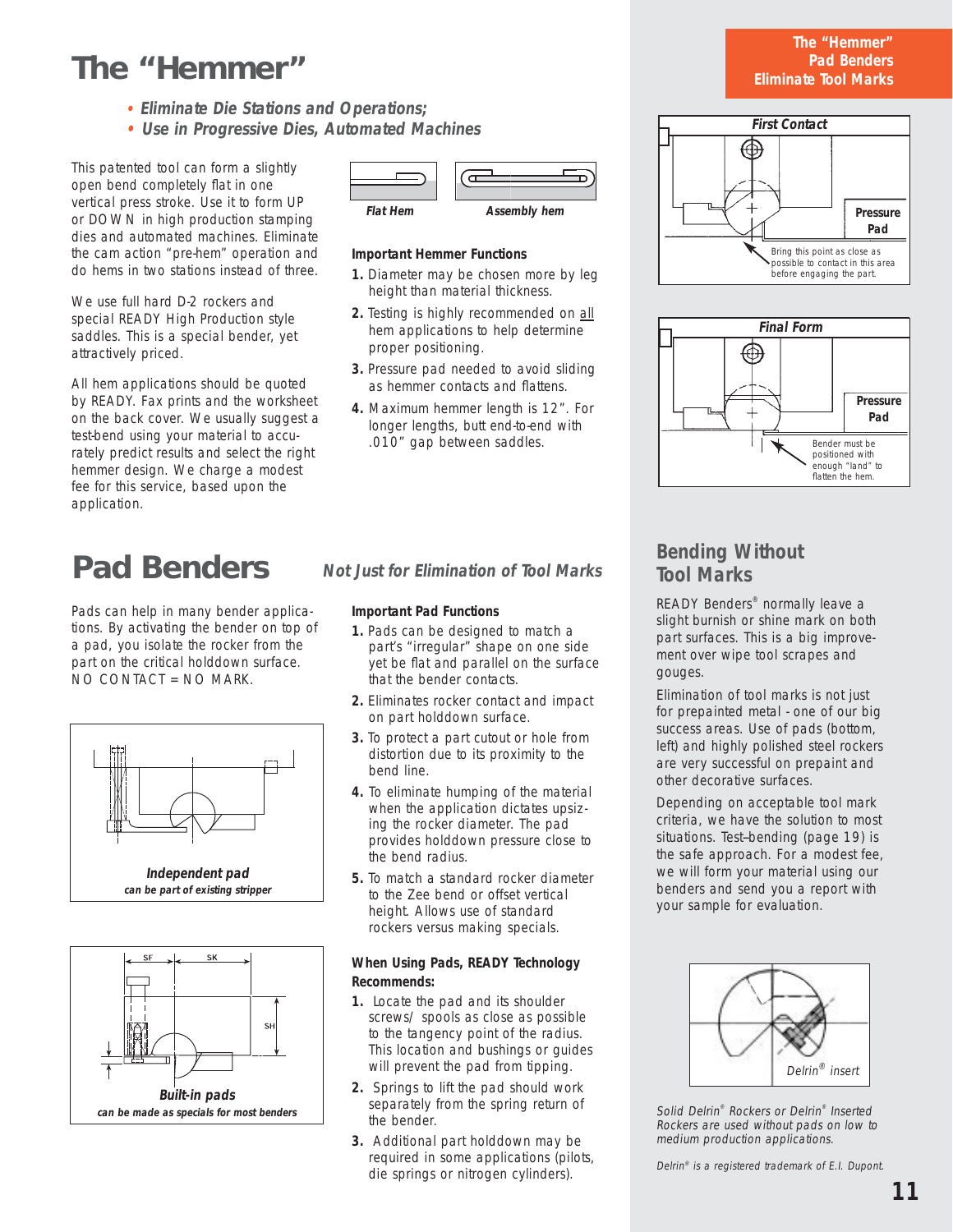# The "Hemmer"

- **Eliminate Die Stations and Operations;**
- **Use in Progressive Dies, Automated Machines**

This patented tool can form a slightly open bend completely flat in one vertical press stroke. Use it to form UP or DOWN in high production stamping dies and automated machines. Eliminate the cam action "pre-hem" operation and do hems in two stations instead of three.

We use full hard D-2 rockers and special READY High Production style saddles. This is a special bender, yet attractively priced.

All hem applications should be quoted by READY. Fax prints and the worksheet on the back cover. We usually suggest a test-bend using your material to accurately predict results and select the right hemmer design. We charge a modest fee for this service, based upon the application.

*Flat Hem* *Assembly hem*

### Important Hemmer Functions

1. Diameter may be chosen more by leg height than material thickness.
2. Testing is highly recommended on all hem applications to help determine proper positioning.
3. Pressure pad needed to avoid sliding as hemmer contacts and flattens.
4. Maximum hemmer length is 12". For longer lengths, butt end-to-end with .010" gap between saddles.

**The "Hemmer" Pad Benders Eliminate Tool Marks**

*First Contact*

Pressure Pad

Bring this point as close as possible to contact in this area before engaging the part.

*Final Form*

Pressure Pad

Bender must be positioned with enough "land" to flatten the hem.

# Pad Benders

*Not Just for Elimination of Tool Marks*

Pads can help in many bender applications. By activating the bender on top of a pad, you isolate the rocker from the part on the critical holddown surface. NO CONTACT = NO MARK.

***Independent pad***
*can be part of existing stripper*

SF SK SH

***Built-in pads***
*can be made as specials for most benders*

### Important Pad Functions

1. Pads can be designed to match a part's "irregular" shape on one side yet be flat and parallel on the surface that the bender contacts.
2. Eliminates rocker contact and impact on part holddown surface.
3. To protect a part cutout or hole from distortion due to its proximity to the bend line.
4. To eliminate humping of the material when the application dictates upsizing the rocker diameter. The pad provides holddown pressure close to the bend radius.
5. To match a standard rocker diameter to the Zee bend or offset vertical height. Allows use of standard rockers versus making specials.

### When Using Pads, READY Technology Recommends:

1. Locate the pad and its shoulder screws/ spools as close as possible to the tangency point of the radius. This location and bushings or guides will prevent the pad from tipping.
2. Springs to lift the pad should work separately from the spring return of the bender.
3. Additional part holddown may be required in some applications (pilots, die springs or nitrogen cylinders).

## Bending Without Tool Marks

READY Benders® normally leave a slight burnish or shine mark on both part surfaces. This is a big improvement over wipe tool scrapes and gouges.

Elimination of tool marks is not just for prepainted metal - one of our big success areas. Use of pads (bottom, left) and highly polished steel rockers are very successful on prepaint and other decorative surfaces.

Depending on acceptable tool mark criteria, we have the solution to most situations. Test–bending (page 19) is the safe approach. For a modest fee, we will form your material using our benders and send you a report with your sample for evaluation.

*Delrin® insert*

*Solid Delrin® Rockers or Delrin® Inserted Rockers are used without pads on low to medium production applications.*

*Delrin® is a registered trademark of E.I. Dupont.*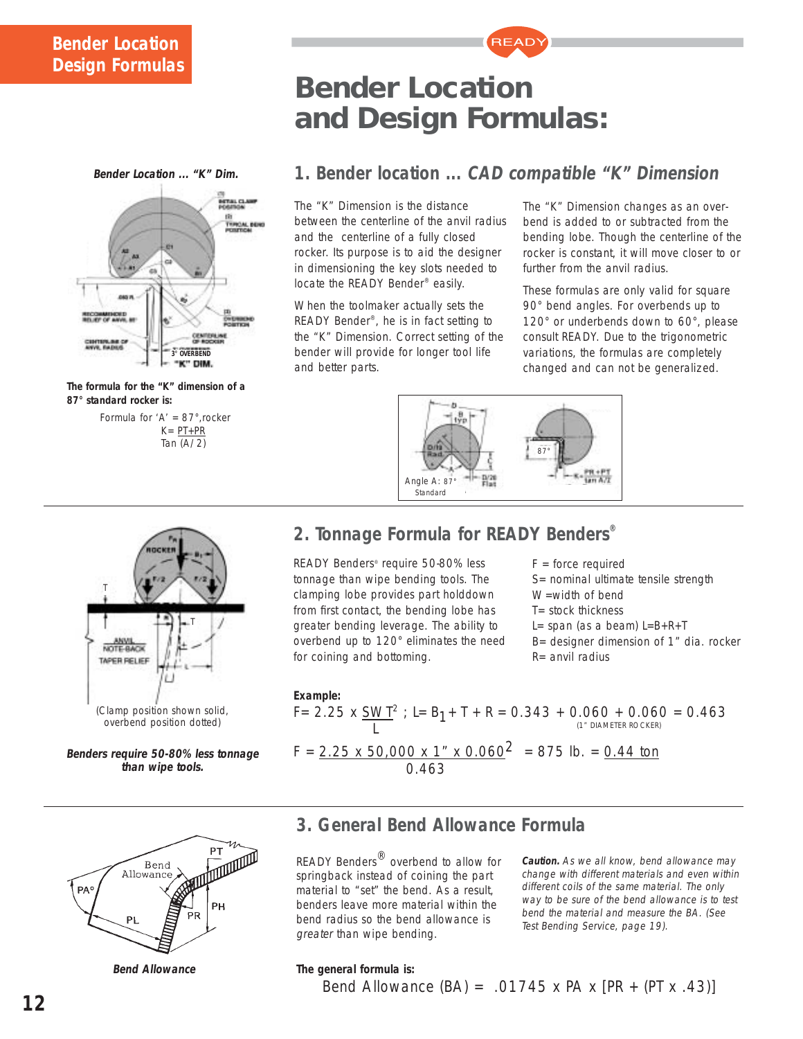# Bender Location and Design Formulas:

## 1. Bender location … *CAD compatible "K" Dimension*

**Bender Location … "K" Dim.**

The "K" Dimension is the distance between the centerline of the anvil radius and the centerline of a fully closed rocker. Its purpose is to aid the designer in dimensioning the key slots needed to locate the READY Bender® easily.

When the toolmaker actually sets the READY Bender®, he is in fact setting to the "K" Dimension. Correct setting of the bender will provide for longer tool life and better parts.

The "K" Dimension changes as an overbend is added to or subtracted from the bending lobe. Though the centerline of the rocker is constant, it will move closer to or further from the anvil radius.

These formulas are only valid for square 90° bend angles. For overbends up to 120° or underbends down to 60°, please consult READY. Due to the trigonometric variations, the formulas are completely changed and can not be generalized.

**The formula for the "K" dimension of a 87° standard rocker is:**

Formula for 'A' = 87°,rocker

$$K = \frac{PT + PR}{\tan (A/2)}$$

Angle A: 87° Standard

## 2. Tonnage Formula for READY Benders®

READY Benders® require 50-80% less tonnage than wipe bending tools. The clamping lobe provides part holddown from first contact, the bending lobe has greater bending leverage. The ability to overbend up to 120° eliminates the need for coining and bottoming.

- F = force required
- S= nominal ultimate tensile strength
- W =width of bend
- T= stock thickness
- L= span (as a beam) L=B+R+T
- B= designer dimension of 1" dia. rocker
- R= anvil radius

(Clamp position shown solid, overbend position dotted)

***Benders require 50-80% less tonnage than wipe tools.***

**Example:**

$$F = 2.25 \times \frac{SWT^2}{L} \ ; \ L = B_1 + T + R = 0.343 + 0.060 + 0.060 = 0.463$$

(1" DIAMETER ROCKER)

$$F = \frac{2.25 \times 50{,}000 \times 1'' \times 0.060^2}{0.463} = 875 \text{ lb.} = 0.44 \text{ ton}$$

## 3. General Bend Allowance Formula

READY Benders® overbend to allow for springback instead of coining the part material to "set" the bend. As a result, benders leave more material within the bend radius so the bend allowance is *greater* than wipe bending.

***Caution.*** *As we all know, bend allowance may change with different materials and even within different coils of the same material. The only way to be sure of the bend allowance is to test bend the material and measure the BA. (See Test Bending Service, page 19).*

***Bend Allowance***

**The general formula is:**

$$\text{Bend Allowance (BA)} = .01745 \times PA \times [PR + (PT \times .43)]$$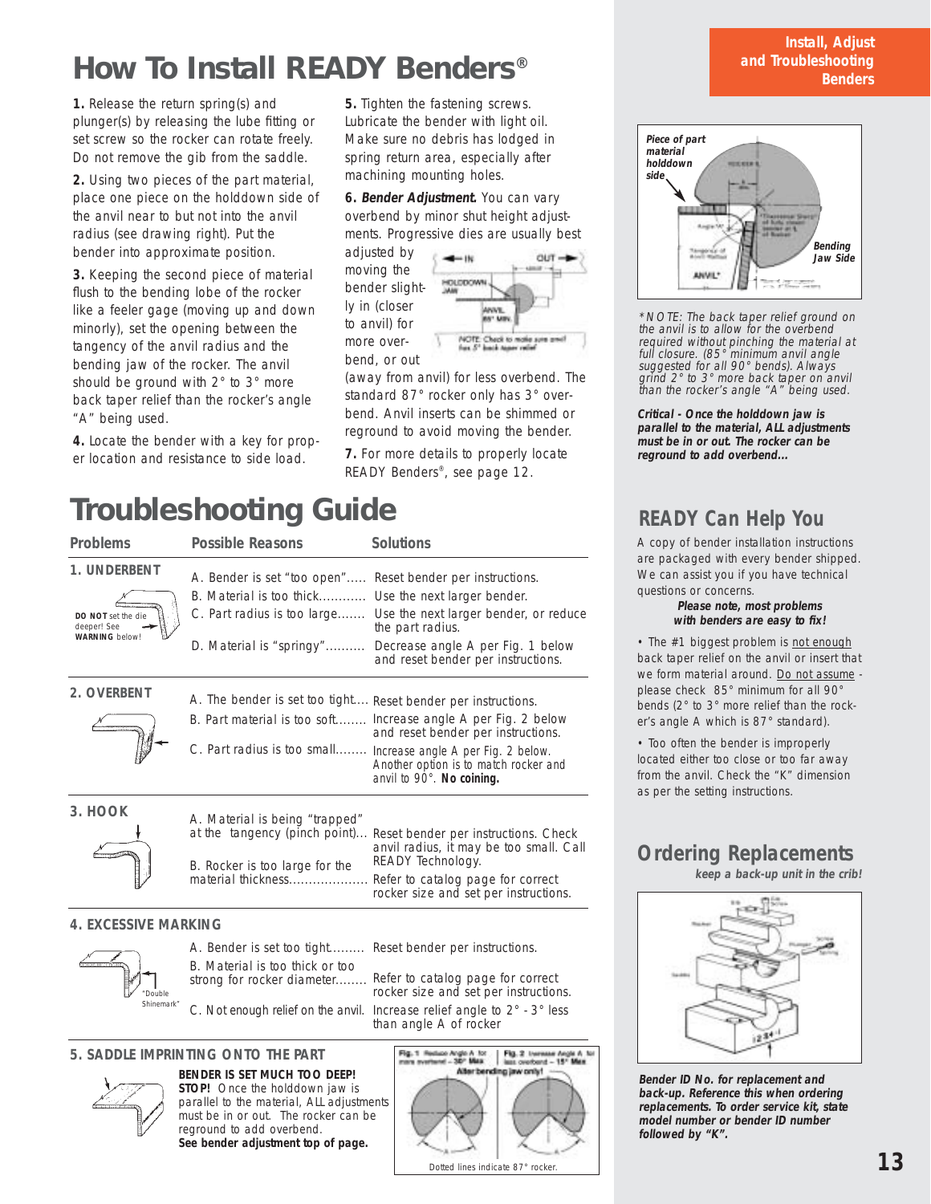# How To Install READY Benders®

**1.** Release the return spring(s) and plunger(s) by releasing the lube fitting or set screw so the rocker can rotate freely. Do not remove the gib from the saddle.

**2.** Using two pieces of the part material, place one piece on the holddown side of the anvil near to but not into the anvil radius (see drawing right). Put the bender into approximate position.

**3.** Keeping the second piece of material flush to the bending lobe of the rocker like a feeler gage (moving up and down minorly), set the opening between the tangency of the anvil radius and the bending jaw of the rocker. The anvil should be ground with 2° to 3° more back taper relief than the rocker's angle "A" being used.

**4.** Locate the bender with a key for proper location and resistance to side load.

**5.** Tighten the fastening screws. Lubricate the bender with light oil. Make sure no debris has lodged in spring return area, especially after machining mounting holes.

**6.** ***Bender Adjustment.*** You can vary overbend by minor shut height adjustments. Progressive dies are usually best adjusted by moving the bender slightly in (closer to anvil) for more overbend, or out (away from anvil) for less overbend. The standard 87° rocker only has 3° overbend. Anvil inserts can be shimmed or reground to avoid moving the bender.

**7.** For more details to properly locate READY Benders®, see page 12.

*NOTE: The back taper relief ground on the anvil is to allow for the overbend required without pinching the material at full closure. (85° minimum anvil angle suggested for all 90° bends.) Always grind 2° to 3° more back taper on anvil than the rocker's angle "A" being used.

***Critical - Once the holddown jaw is parallel to the material, ALL adjustments must be in or out. The rocker can be reground to add overbend...***

# Troubleshooting Guide

| Problems | Possible Reasons | Solutions |
|---|---|---|
| **1. UNDERBENT** — **DO NOT** set the die deeper! See **WARNING** below! | A. Bender is set "too open" | Reset bender per instructions. |
| | B. Material is too thick | Use the next larger bender. |
| | C. Part radius is too large | Use the next larger bender, or reduce the part radius. |
| | D. Material is "springy" | Decrease angle A per Fig. 1 below and reset bender per instructions. |
| **2. OVERBENT** | A. The bender is set too tight | Reset bender per instructions. |
| | B. Part material is too soft | Increase angle A per Fig. 2 below and reset bender per instructions. |
| | C. Part radius is too small | Increase angle A per Fig. 2 below. Another option is to match rocker and anvil to 90°. **No coining.** |
| **3. HOOK** | A. Material is being "trapped" at the tangency (pinch point) | Reset bender per instructions. Check anvil radius, it may be too small. Call READY Technology. |
| | B. Rocker is too large for the material thickness | Refer to catalog page for correct rocker size and set per instructions. |
| **4. EXCESSIVE MARKING** — "Double Shinemark" | A. Bender is set too tight | Reset bender per instructions. |
| | B. Material is too thick or too strong for rocker diameter | Refer to catalog page for correct rocker size and set per instructions. |
| | C. Not enough relief on the anvil. | Increase relief angle to 2° - 3° less than angle A of rocker |

**5. SADDLE IMPRINTING ONTO THE PART**

**BENDER IS SET MUCH TOO DEEP! STOP!** Once the holddown jaw is parallel to the material, ALL adjustments must be in or out. The rocker can be reground to add overbend.
**See bender adjustment top of page.**

Fig. 1 Reduce Angle A for more overbend – 30° Max | Fig. 2 Increase Angle A for less overbend – 15° Max — After bending jaw only!

Dotted lines indicate 87° rocker.

## READY Can Help You

A copy of bender installation instructions are packaged with every bender shipped. We can assist you if you have technical questions or concerns.

***Please note, most problems with benders are easy to fix!***

- The #1 biggest problem is not enough back taper relief on the anvil or insert that we form material around. Do not assume - please check 85° minimum for all 90° bends (2° to 3° more relief than the rocker's angle A which is 87° standard).
- Too often the bender is improperly located either too close or too far away from the anvil. Check the "K" dimension as per the setting instructions.

## Ordering Replacements

***keep a back-up unit in the crib!***

***Bender ID No. for replacement and back-up. Reference this when ordering replacements. To order service kit, state model number or bender ID number followed by "K".***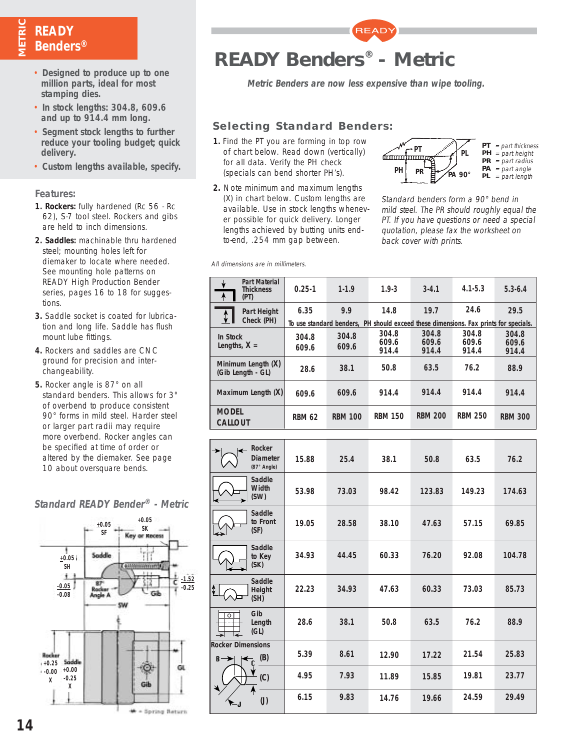# READY Benders® - Metric

*Metric Benders are now less expensive than wipe tooling.*

- Designed to produce up to one million parts, ideal for most stamping dies.
- In stock lengths: 304.8, 609.6 and up to 914.4 mm long.
- Segment stock lengths to further reduce your tooling budget; quick delivery.
- Custom lengths available, specify.

## Features:

1. **Rockers:** fully hardened (Rc 56 - Rc 62), S-7 tool steel. Rockers and gibs are held to inch dimensions.
2. **Saddles:** machinable thru hardened steel; mounting holes left for diemaker to locate where needed. See mounting hole patterns on READY High Production Bender series, pages 16 to 18 for suggestions.
3. Saddle socket is coated for lubrication and long life. Saddle has flush mount lube fittings.
4. Rockers and saddles are CNC ground for precision and interchangeability.
5. Rocker angle is 87° on all standard benders. This allows for 3° of overbend to produce consistent 90° forms in mild steel. Harder steel or larger part radii may require more overbend. Rocker angles can be specified at time of order or altered by the diemaker. See page 10 about oversquare bends.

## Standard READY Bender® - Metric

## Selecting Standard Benders:

1. Find the PT you are forming in top row of chart below. Read down (vertically) for all data. Verify the PH check (specials can bend shorter PH's).
2. Note minimum and maximum lengths (X) in chart below. Custom lengths are available. Use in stock lengths whenever possible for quick delivery. Longer lengths achieved by butting units end-to-end, .254 mm gap between.

PT = part thickness
PH = part height
PR = part radius
PA = part angle
PL = part length

*Standard benders form a 90° bend in mild steel. The PR should roughly equal the PT. If you have questions or need a special quotation, please fax the worksheet on back cover with prints.*

*All dimensions are in millimeters.*

| Part Material Thickness (PT) | 0.25-1 | 1-1.9 | 1.9-3 | 3-4.1 | 4.1-5.3 | 5.3-6.4 |
|---|---|---|---|---|---|---|
| Part Height Check (PH) | 6.35 | 9.9 | 14.8 | 19.7 | 24.6 | 29.5 |
| | To use standard benders, PH should exceed these dimensions. Fax prints for specials. | | | | | |
| In Stock Lengths, X = | 304.8 609.6 | 304.8 609.6 | 304.8 609.6 914.4 | 304.8 609.6 914.4 | 304.8 609.6 914.4 | 304.8 609.6 914.4 |
| Minimum Length (X) (Gib Length - GL) | 28.6 | 38.1 | 50.8 | 63.5 | 76.2 | 88.9 |
| Maximum Length (X) | 609.6 | 609.6 | 914.4 | 914.4 | 914.4 | 914.4 |
| MODEL CALLOUT | RBM 62 | RBM 100 | RBM 150 | RBM 200 | RBM 250 | RBM 300 |

| | | | | | | |
|---|---|---|---|---|---|---|
| Rocker Diameter (87° Angle) | 15.88 | 25.4 | 38.1 | 50.8 | 63.5 | 76.2 |
| Saddle Width (SW) | 53.98 | 73.03 | 98.42 | 123.83 | 149.23 | 174.63 |
| Saddle to Front (SF) | 19.05 | 28.58 | 38.10 | 47.63 | 57.15 | 69.85 |
| Saddle to Key (SK) | 34.93 | 44.45 | 60.33 | 76.20 | 92.08 | 104.78 |
| Saddle Height (SH) | 22.23 | 34.93 | 47.63 | 60.33 | 73.03 | 85.73 |
| Gib Length (GL) | 28.6 | 38.1 | 50.8 | 63.5 | 76.2 | 88.9 |
| Rocker Dimensions (B) | 5.39 | 8.61 | 12.90 | 17.22 | 21.54 | 25.83 |
| (C) | 4.95 | 7.93 | 11.89 | 15.85 | 19.81 | 23.77 |
| (J) | 6.15 | 9.83 | 14.76 | 19.66 | 24.59 | 29.49 |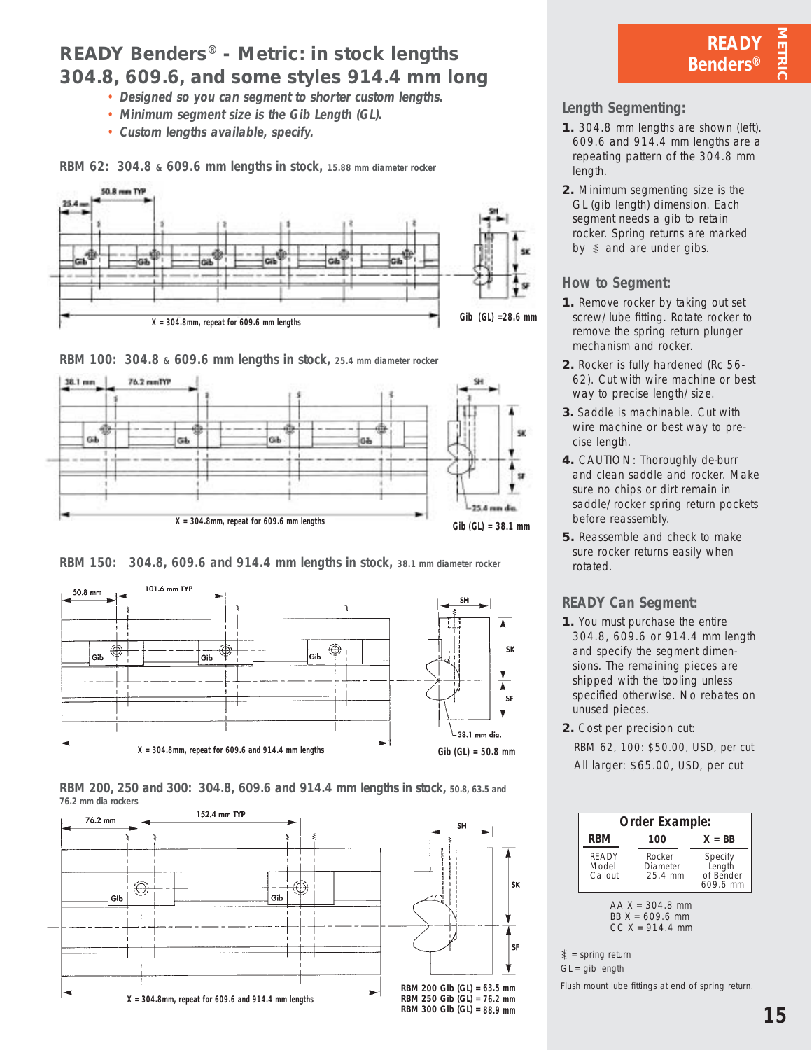# READY Benders® - Metric: in stock lengths 304.8, 609.6, and some styles 914.4 mm long

- *Designed so you can segment to shorter custom lengths.*
- *Minimum segment size is the Gib Length (GL).*
- *Custom lengths available, specify.*

## RBM 62: 304.8 & 609.6 mm lengths in stock, 15.88 mm diameter rocker

25.4 mm — 50.8 mm TYP

X = 304.8mm, repeat for 609.6 mm lengths

SH, SK, SF

Gib (GL) =28.6 mm

## RBM 100: 304.8 & 609.6 mm lengths in stock, 25.4 mm diameter rocker

38.1 mm — 76.2 mmTYP

X = 304.8mm, repeat for 609.6 mm lengths

SH, SK, SF, 25.4 mm dia.

Gib (GL) = 38.1 mm

## RBM 150: 304.8, 609.6 and 914.4 mm lengths in stock, 38.1 mm diameter rocker

50.8 mm — 101.6 mm TYP

X = 304.8mm, repeat for 609.6 and 914.4 mm lengths

SH, SK, SF, 38.1 mm dia.

Gib (GL) = 50.8 mm

## RBM 200, 250 and 300: 304.8, 609.6 and 914.4 mm lengths in stock, 50.8, 63.5 and 76.2 mm dia rockers

76.2 mm — 152.4 mm TYP

X = 304.8mm, repeat for 609.6 and 914.4 mm lengths

SH, SK, SF

RBM 200 Gib (GL) = 63.5 mm
RBM 250 Gib (GL) = 76.2 mm
RBM 300 Gib (GL) = 88.9 mm

---

**READY Benders®** METRIC

### Length Segmenting:

1. 304.8 mm lengths are shown (left). 609.6 and 914.4 mm lengths are a repeating pattern of the 304.8 mm length.
2. Minimum segmenting size is the GL (gib length) dimension. Each segment needs a gib to retain rocker. Spring returns are marked by ⸾ and are under gibs.

### How to Segment:

1. Remove rocker by taking out set screw/lube fitting. Rotate rocker to remove the spring return plunger mechanism and rocker.
2. Rocker is fully hardened (Rc 56-62). Cut with wire machine or best way to precise length/size.
3. Saddle is machinable. Cut with wire machine or best way to precise length.
4. CAUTION: Thoroughly de-burr and clean saddle and rocker. Make sure no chips or dirt remain in saddle/rocker spring return pockets before reassembly.
5. Reassemble and check to make sure rocker returns easily when rotated.

### READY Can Segment:

1. You must purchase the entire 304.8, 609.6 or 914.4 mm length and specify the segment dimensions. The remaining pieces are shipped with the tooling unless specified otherwise. No rebates on unused pieces.
2. Cost per precision cut:

   RBM 62, 100: $50.00, USD, per cut
   All larger: $65.00, USD, per cut

**Order Example:**

| RBM | 100 | X = BB |
|---|---|---|
| READY Model Callout | Rocker Diameter 25.4 mm | Specify Length of Bender 609.6 mm |

AA X = 304.8 mm
BB X = 609.6 mm
CC X = 914.4 mm

⸾ = spring return
GL = gib length

Flush mount lube fittings at end of spring return.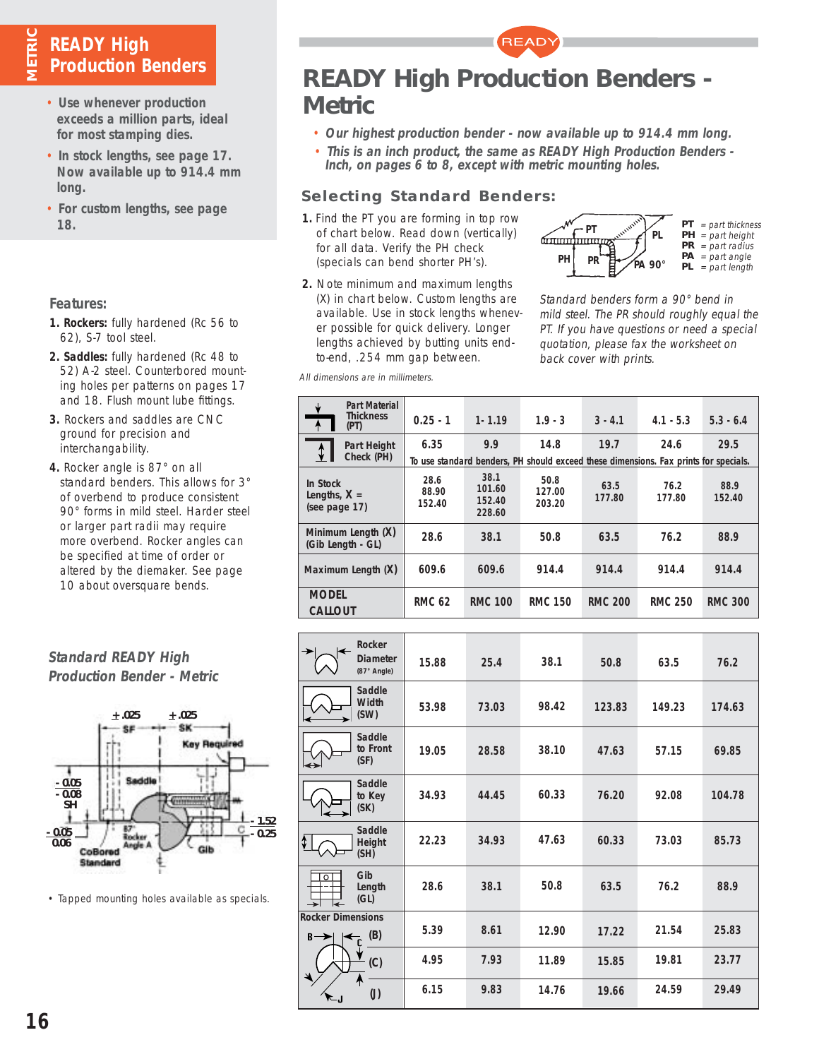# READY High Production Benders - Metric

- *Our highest production bender - now available up to 914.4 mm long.*
- *This is an inch product, the same as READY High Production Benders - Inch, on pages 6 to 8, except with metric mounting holes.*

## Selecting Standard Benders:

1. Find the PT you are forming in top row of chart below. Read down (vertically) for all data. Verify the PH check (specials can bend shorter PH's).
2. Note minimum and maximum lengths (X) in chart below. Custom lengths are available. Use in stock lengths whenever possible for quick delivery. Longer lengths achieved by butting units end-to-end, .254 mm gap between.

**PT** = *part thickness*
**PH** = *part height*
**PR** = *part radius*
**PA** = *part angle*
**PL** = *part length*

*Standard benders form a 90° bend in mild steel. The PR should roughly equal the PT. If you have questions or need a special quotation, please fax the worksheet on back cover with prints.*

*All dimensions are in millimeters.*

| Part Material Thickness (PT) | 0.25 - 1 | 1- 1.19 | 1.9 - 3 | 3 - 4.1 | 4.1 - 5.3 | 5.3 - 6.4 |
|---|---|---|---|---|---|---|
| Part Height Check (PH) | 6.35 | 9.9 | 14.8 | 19.7 | 24.6 | 29.5 |
| | To use standard benders, PH should exceed these dimensions. Fax prints for specials. | | | | | |
| In Stock Lengths, X = (see page 17) | 28.6<br>88.90<br>152.40 | 38.1<br>101.60<br>152.40<br>228.60 | 50.8<br>127.00<br>203.20 | 63.5<br>177.80 | 76.2<br>177.80 | 88.9<br>152.40 |
| Minimum Length (X) (Gib Length - GL) | 28.6 | 38.1 | 50.8 | 63.5 | 76.2 | 88.9 |
| Maximum Length (X) | 609.6 | 609.6 | 914.4 | 914.4 | 914.4 | 914.4 |
| MODEL CALLOUT | RMC 62 | RMC 100 | RMC 150 | RMC 200 | RMC 250 | RMC 300 |

| | | | | | | |
|---|---|---|---|---|---|---|
| Rocker Diameter (87° Angle) | 15.88 | 25.4 | 38.1 | 50.8 | 63.5 | 76.2 |
| Saddle Width (SW) | 53.98 | 73.03 | 98.42 | 123.83 | 149.23 | 174.63 |
| Saddle to Front (SF) | 19.05 | 28.58 | 38.10 | 47.63 | 57.15 | 69.85 |
| Saddle to Key (SK) | 34.93 | 44.45 | 60.33 | 76.20 | 92.08 | 104.78 |
| Saddle Height (SH) | 22.23 | 34.93 | 47.63 | 60.33 | 73.03 | 85.73 |
| Gib Length (GL) | 28.6 | 38.1 | 50.8 | 63.5 | 76.2 | 88.9 |
| Rocker Dimensions (B) | 5.39 | 8.61 | 12.90 | 17.22 | 21.54 | 25.83 |
| Rocker Dimensions (C) | 4.95 | 7.93 | 11.89 | 15.85 | 19.81 | 23.77 |
| Rocker Dimensions (J) | 6.15 | 9.83 | 14.76 | 19.66 | 24.59 | 29.49 |

## READY High Production Benders

- Use whenever production exceeds a million parts, ideal for most stamping dies.
- In stock lengths, see page 17. Now available up to 914.4 mm long.
- For custom lengths, see page 18.

### Features:

1. **Rockers:** fully hardened (Rc 56 to 62), S-7 tool steel.
2. **Saddles:** fully hardened (Rc 48 to 52) A-2 steel. Counterbored mounting holes per patterns on pages 17 and 18. Flush mount lube fittings.
3. Rockers and saddles are CNC ground for precision and interchangability.
4. Rocker angle is 87° on all standard benders. This allows for 3° of overbend to produce consistent 90° forms in mild steel. Harder steel or larger part radii may require more overbend. Rocker angles can be specified at time of order or altered by the diemaker. See page 10 about oversquare bends.

*Standard READY High Production Bender - Metric*

±.025 SF, ±.025 SK, Key Required, Saddle, -0.05 -0.08 SH, -0.05 0.06, 87° Rocker Angle A, Gib, 1.52 0.25, CoBored Standard

- Tapped mounting holes available as specials.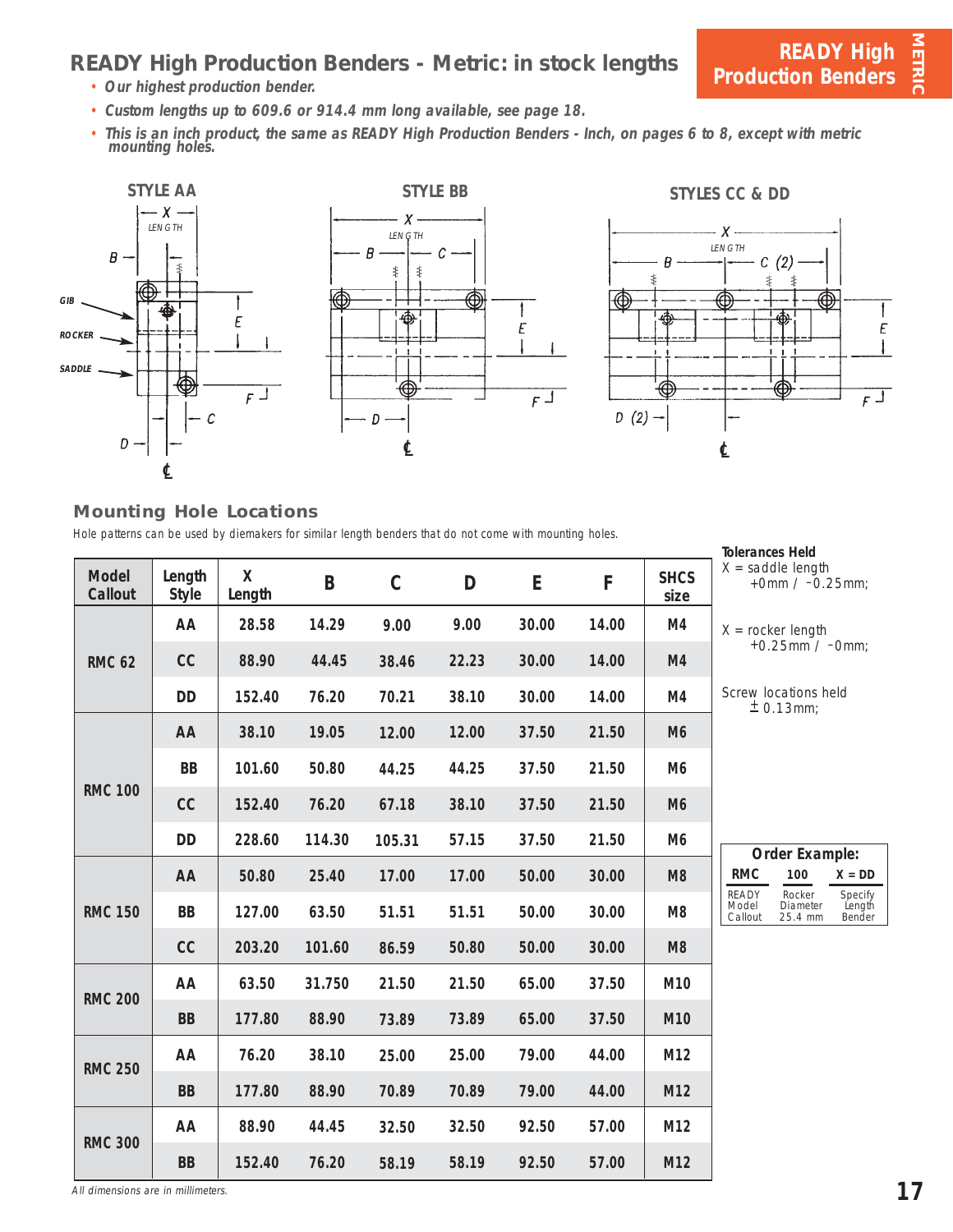# READY High Production Benders - Metric: in stock lengths

READY High Production Benders METRIC

- *Our highest production bender.*
- *Custom lengths up to 609.6 or 914.4 mm long available, see page 18.*
- *This is an inch product, the same as READY High Production Benders - Inch, on pages 6 to 8, except with metric mounting holes.*

STYLE AA — STYLE BB — STYLES CC & DD

GIB, ROCKER, SADDLE; X LENGTH; B; C; D; E; F; ℄; C (2); D (2)

## Mounting Hole Locations

Hole patterns can be used by diemakers for similar length benders that do not come with mounting holes.

| Model Callout | Length Style | X Length | B | C | D | E | F | SHCS size |
|---|---|---|---|---|---|---|---|---|
| RMC 62 | AA | 28.58 | 14.29 | 9.00 | 9.00 | 30.00 | 14.00 | M4 |
| | CC | 88.90 | 44.45 | 38.46 | 22.23 | 30.00 | 14.00 | M4 |
| | DD | 152.40 | 76.20 | 70.21 | 38.10 | 30.00 | 14.00 | M4 |
| RMC 100 | AA | 38.10 | 19.05 | 12.00 | 12.00 | 37.50 | 21.50 | M6 |
| | BB | 101.60 | 50.80 | 44.25 | 44.25 | 37.50 | 21.50 | M6 |
| | CC | 152.40 | 76.20 | 67.18 | 38.10 | 37.50 | 21.50 | M6 |
| | DD | 228.60 | 114.30 | 105.31 | 57.15 | 37.50 | 21.50 | M6 |
| RMC 150 | AA | 50.80 | 25.40 | 17.00 | 17.00 | 50.00 | 30.00 | M8 |
| | BB | 127.00 | 63.50 | 51.51 | 51.51 | 50.00 | 30.00 | M8 |
| | CC | 203.20 | 101.60 | 86.59 | 50.80 | 50.00 | 30.00 | M8 |
| RMC 200 | AA | 63.50 | 31.750 | 21.50 | 21.50 | 65.00 | 37.50 | M10 |
| | BB | 177.80 | 88.90 | 73.89 | 73.89 | 65.00 | 37.50 | M10 |
| RMC 250 | AA | 76.20 | 38.10 | 25.00 | 25.00 | 79.00 | 44.00 | M12 |
| | BB | 177.80 | 88.90 | 70.89 | 70.89 | 79.00 | 44.00 | M12 |
| RMC 300 | AA | 88.90 | 44.45 | 32.50 | 32.50 | 92.50 | 57.00 | M12 |
| | BB | 152.40 | 76.20 | 58.19 | 58.19 | 92.50 | 57.00 | M12 |

*All dimensions are in millimeters.*

**Tolerances Held**

X = saddle length +0mm / −0.25mm;

X = rocker length +0.25mm / −0mm;

Screw locations held ± 0.13mm;

**Order Example:**

| RMC | 100 | X = DD |
|---|---|---|
| READY Model Callout | Rocker Diameter 25.4 mm | Specify Length Bender |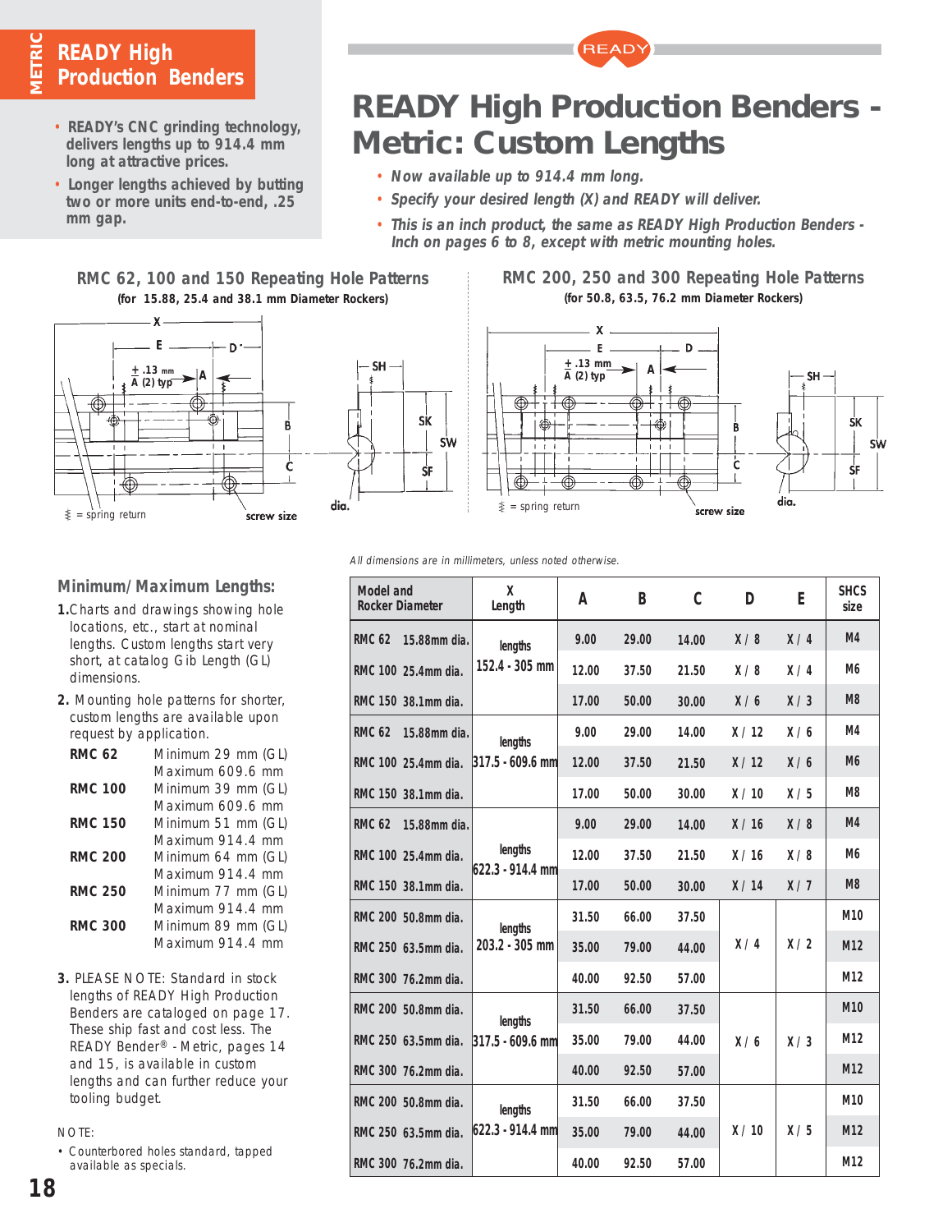# READY High Production Benders

- READY's CNC grinding technology, delivers lengths up to 914.4 mm long at attractive prices.
- Longer lengths achieved by butting two or more units end-to-end, .25 mm gap.

# READY High Production Benders - Metric: Custom Lengths

- *Now available up to 914.4 mm long.*
- *Specify your desired length (X) and READY will deliver.*
- *This is an inch product, the same as READY High Production Benders - Inch on pages 6 to 8, except with metric mounting holes.*

## RMC 62, 100 and 150 Repeating Hole Patterns

**(for 15.88, 25.4 and 38.1 mm Diameter Rockers)**

X, E, D, ± .13 mm A (2) typ, A, B, C, SH, SK, SW, SF, dia., screw size

⚟ = spring return

## RMC 200, 250 and 300 Repeating Hole Patterns

**(for 50.8, 63.5, 76.2 mm Diameter Rockers)**

X, E, D, ± .13 mm A (2) typ, A, B, C, SH, SK, SW, SF, dia., screw size

⚟ = spring return

### Minimum/Maximum Lengths:

1. Charts and drawings showing hole locations, etc., start at nominal lengths. Custom lengths start very short, at catalog Gib Length (GL) dimensions.
2. Mounting hole patterns for shorter, custom lengths are available upon request by application.

| | |
|---|---|
| **RMC 62** | Minimum 29 mm (GL)<br>Maximum 609.6 mm |
| **RMC 100** | Minimum 39 mm (GL)<br>Maximum 609.6 mm |
| **RMC 150** | Minimum 51 mm (GL)<br>Maximum 914.4 mm |
| **RMC 200** | Minimum 64 mm (GL)<br>Maximum 914.4 mm |
| **RMC 250** | Minimum 77 mm (GL)<br>Maximum 914.4 mm |
| **RMC 300** | Minimum 89 mm (GL)<br>Maximum 914.4 mm |

3. PLEASE NOTE: Standard in stock lengths of READY High Production Benders are cataloged on page 17. These ship fast and cost less. The READY Bender® - Metric, pages 14 and 15, is available in custom lengths and can further reduce your tooling budget.

NOTE:

- Counterbored holes standard, tapped available as specials.

*All dimensions are in millimeters, unless noted otherwise.*

| Model and Rocker Diameter | X Length | A | B | C | D | E | SHCS size |
|---|---|---|---|---|---|---|---|
| RMC 62 15.88mm dia. | lengths 152.4 - 305 mm | 9.00 | 29.00 | 14.00 | X / 8 | X / 4 | M4 |
| RMC 100 25.4mm dia. | | 12.00 | 37.50 | 21.50 | X / 8 | X / 4 | M6 |
| RMC 150 38.1mm dia. | | 17.00 | 50.00 | 30.00 | X / 6 | X / 3 | M8 |
| RMC 62 15.88mm dia. | lengths 317.5 - 609.6 mm | 9.00 | 29.00 | 14.00 | X / 12 | X / 6 | M4 |
| RMC 100 25.4mm dia. | | 12.00 | 37.50 | 21.50 | X / 12 | X / 6 | M6 |
| RMC 150 38.1mm dia. | | 17.00 | 50.00 | 30.00 | X / 10 | X / 5 | M8 |
| RMC 62 15.88mm dia. | lengths 622.3 - 914.4 mm | 9.00 | 29.00 | 14.00 | X / 16 | X / 8 | M4 |
| RMC 100 25.4mm dia. | | 12.00 | 37.50 | 21.50 | X / 16 | X / 8 | M6 |
| RMC 150 38.1mm dia. | | 17.00 | 50.00 | 30.00 | X / 14 | X / 7 | M8 |
| RMC 200 50.8mm dia. | lengths 203.2 - 305 mm | 31.50 | 66.00 | 37.50 | X / 4 | X / 2 | M10 |
| RMC 250 63.5mm dia. | | 35.00 | 79.00 | 44.00 | | | M12 |
| RMC 300 76.2mm dia. | | 40.00 | 92.50 | 57.00 | | | M12 |
| RMC 200 50.8mm dia. | lengths 317.5 - 609.6 mm | 31.50 | 66.00 | 37.50 | X / 6 | X / 3 | M10 |
| RMC 250 63.5mm dia. | | 35.00 | 79.00 | 44.00 | | | M12 |
| RMC 300 76.2mm dia. | | 40.00 | 92.50 | 57.00 | | | M12 |
| RMC 200 50.8mm dia. | lengths 622.3 - 914.4 mm | 31.50 | 66.00 | 37.50 | X / 10 | X / 5 | M10 |
| RMC 250 63.5mm dia. | | 35.00 | 79.00 | 44.00 | | | M12 |
| RMC 300 76.2mm dia. | | 40.00 | 92.50 | 57.00 | | | M12 |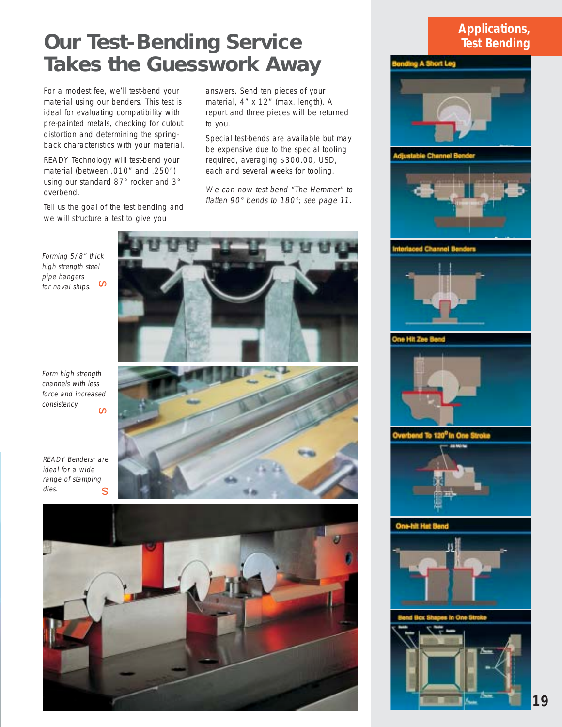# Our Test-Bending Service Takes the Guesswork Away

For a modest fee, we'll test-bend your material using our benders. This test is ideal for evaluating compatibility with pre-painted metals, checking for cutout distortion and determining the spring-back characteristics with your material.

READY Technology will test-bend your material (between .010" and .250") using our standard 87° rocker and 3° overbend.

Tell us the goal of the test bending and we will structure a test to give you answers. Send ten pieces of your material, 4" x 12" (max. length). A report and three pieces will be returned to you.

Special test-bends are available but may be expensive due to the special tooling required, averaging $300.00, USD, each and several weeks for tooling.

*We can now test bend "The Hemmer" to flatten 90° bends to 180°; see page 11.*

*Forming 5/8" thick high strength steel pipe hangers for naval ships.*

*Form high strength channels with less force and increased consistency.*

*READY Benders® are ideal for a wide range of stamping dies.*

## Applications, Test Bending

Bending A Short Leg

Adjustable Channel Bender

Interlaced Channel Benders

One Hit Zee Bend

Overbend To 120° In One Stroke

One-hit Hat Bend

Bend Box Shapes In One Stroke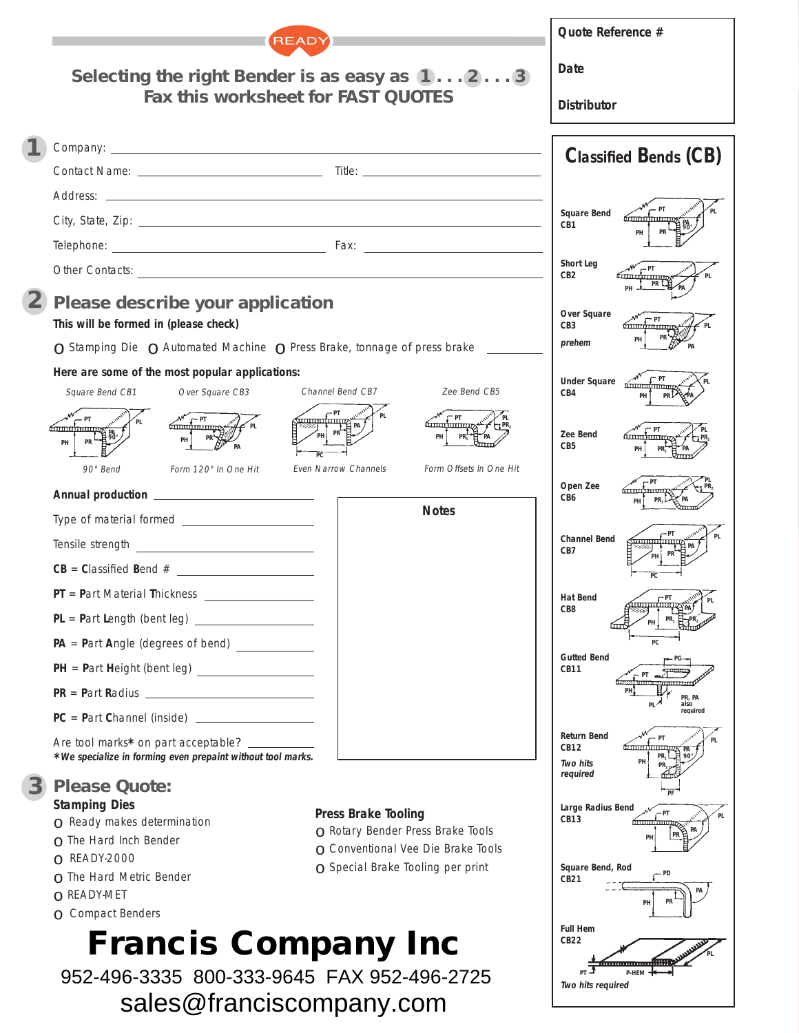READY

## Selecting the right Bender is as easy as 1 . . . 2 . . . 3
## Fax this worksheet for FAST QUOTES

Quote Reference #

Date

Distributor

**1**

Company: \_\_\_\_\_\_\_\_\_\_

Contact Name: \_\_\_\_\_\_\_\_\_\_ Title: \_\_\_\_\_\_\_\_\_\_

Address: \_\_\_\_\_\_\_\_\_\_

City, State, Zip: \_\_\_\_\_\_\_\_\_\_

Telephone: \_\_\_\_\_\_\_\_\_\_ Fax: \_\_\_\_\_\_\_\_\_\_

Other Contacts: \_\_\_\_\_\_\_\_\_\_

## 2 Please describe your application

**This will be formed in (please check)**

O Stamping Die O Automated Machine O Press Brake, tonnage of press brake \_\_\_\_\_\_\_\_\_\_

**Here are some of the most popular applications:**

*Square Bend CB1* — *90° Bend*

*Over Square CB3* — *Form 120° In One Hit*

*Channel Bend CB7* — *Even Narrow Channels*

*Zee Bend CB5* — *Form Offsets In One Hit*

**Annual production** \_\_\_\_\_\_\_\_\_\_

Type of material formed \_\_\_\_\_\_\_\_\_\_

Tensile strength \_\_\_\_\_\_\_\_\_\_

**CB** = **C**lassified **B**end # \_\_\_\_\_\_\_\_\_\_

**PT** = **P**art Material **T**hickness \_\_\_\_\_\_\_\_\_\_

**PL** = **P**art **L**ength (bent leg) \_\_\_\_\_\_\_\_\_\_

**PA** = **P**art **A**ngle (degrees of bend) \_\_\_\_\_\_\_\_\_\_

**PH** = **P**art **H**eight (bent leg) \_\_\_\_\_\_\_\_\_\_

**PR** = **P**art **R**adius \_\_\_\_\_\_\_\_\_\_

**PC** = **P**art **C**hannel (inside) \_\_\_\_\_\_\_\_\_\_

Are tool marks* on part acceptable? \_\_\_\_\_\_\_\_\_\_

***We specialize in forming even prepaint without tool marks.***

**Notes**

## 3 Please Quote:

**Stamping Dies**

O Ready makes determination
O The Hard Inch Bender
O READY-2000
O The Hard Metric Bender
O READY-MET
O Compact Benders

**Press Brake Tooling**

O Rotary Bender Press Brake Tools
O Conventional Vee Die Brake Tools
O Special Brake Tooling per print

# Francis Company Inc

952-496-3335 800-333-9645 FAX 952-496-2725

sales@franciscompany.com

## Classified Bends (CB)

Square Bend CB1

Short Leg CB2

Over Square CB3 *prehem*

Under Square CB4

Zee Bend CB5

Open Zee CB6

Channel Bend CB7

Hat Bend CB8

Gutted Bend CB11 (PR, PA also required)

Return Bend CB12 *Two hits required*

Large Radius Bend CB13

Square Bend, Rod CB21

Full Hem CB22 *Two hits required*